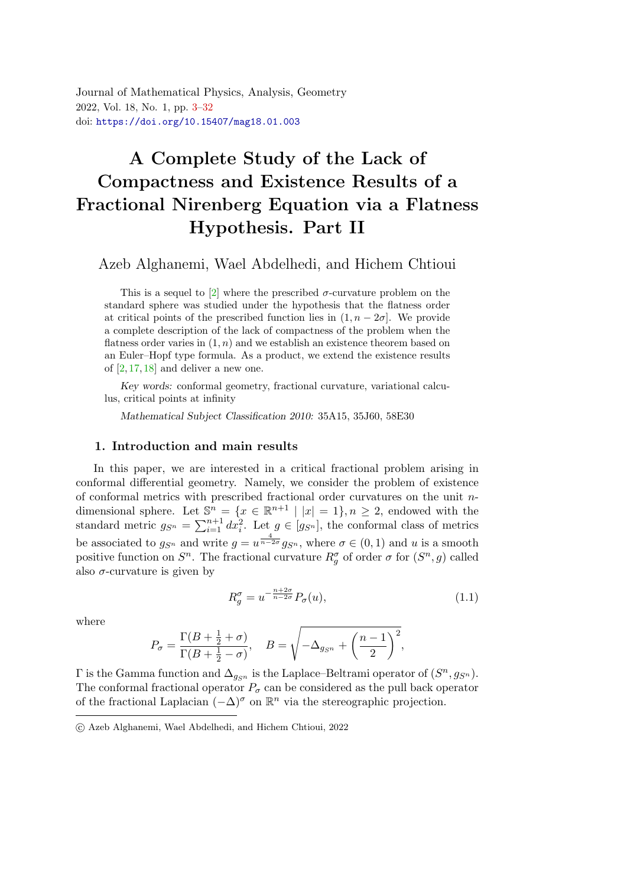Journal of Mathematical Physics, Analysis, Geometry
2022, Vol. 18, No. 1, pp. 3–32
doi: https://doi.org/10.15407/mag18.01.003

# A Complete Study of the Lack of Compactness and Existence Results of a Fractional Nirenberg Equation via a Flatness Hypothesis. Part II

Azeb Alghanemi, Wael Abdelhedi, and Hichem Chtioui

This is a sequel to [2] where the prescribed $\sigma$-curvature problem on the standard sphere was studied under the hypothesis that the flatness order at critical points of the prescribed function lies in $(1, n-2\sigma]$. We provide a complete description of the lack of compactness of the problem when the flatness order varies in $(1, n)$ and we establish an existence theorem based on an Euler–Hopf type formula. As a product, we extend the existence results of [2, 17, 18] and deliver a new one.

*Key words:* conformal geometry, fractional curvature, variational calculus, critical points at infinity

*Mathematical Subject Classification 2010:* 35A15, 35J60, 58E30

## 1. Introduction and main results

In this paper, we are interested in a critical fractional problem arising in conformal differential geometry. Namely, we consider the problem of existence of conformal metrics with prescribed fractional order curvatures on the unit $n$-dimensional sphere. Let $\mathbb{S}^n = \{x \in \mathbb{R}^{n+1} \mid |x| = 1\}, n \geq 2$, endowed with the standard metric $g_{S^n} = \sum_{i=1}^{n+1} dx_i^2$. Let $g \in [g_{S^n}]$, the conformal class of metrics be associated to $g_{S^n}$ and write $g = u^{\frac{4}{n-2\sigma}} g_{S^n}$, where $\sigma \in (0,1)$ and $u$ is a smooth positive function on $S^n$. The fractional curvature $R_g^\sigma$ of order $\sigma$ for $(S^n, g)$ called also $\sigma$-curvature is given by

$$R_g^\sigma = u^{-\frac{n+2\sigma}{n-2\sigma}} P_\sigma(u), \tag{1.1}$$

where

$$P_\sigma = \frac{\Gamma(B + \frac{1}{2} + \sigma)}{\Gamma(B + \frac{1}{2} - \sigma)}, \quad B = \sqrt{-\Delta_{g_{S^n}} + \left(\frac{n-1}{2}\right)^2},$$

$\Gamma$ is the Gamma function and $\Delta_{g_{S^n}}$ is the Laplace–Beltrami operator of $(S^n, g_{S^n})$. The conformal fractional operator $P_\sigma$ can be considered as the pull back operator of the fractional Laplacian $(-\Delta)^\sigma$ on $\mathbb{R}^n$ via the stereographic projection.

© Azeb Alghanemi, Wael Abdelhedi, and Hichem Chtioui, 2022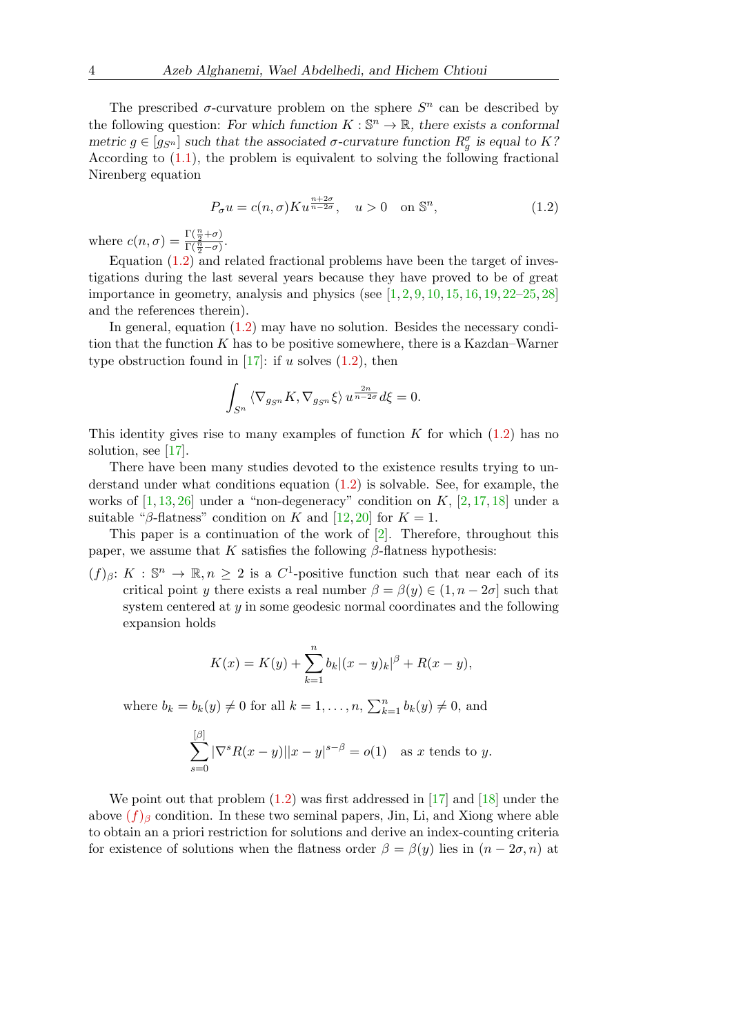The prescribed $\sigma$-curvature problem on the sphere $S^n$ can be described by the following question: *For which function $K : \mathbb{S}^n \to \mathbb{R}$, there exists a conformal metric $g \in [g_{S^n}]$ such that the associated $\sigma$-curvature function $R_g^\sigma$ is equal to $K$?* According to (1.1), the problem is equivalent to solving the following fractional Nirenberg equation

$$P_\sigma u = c(n,\sigma) K u^{\frac{n+2\sigma}{n-2\sigma}}, \quad u > 0 \quad \text{on } \mathbb{S}^n, \tag{1.2}$$

where $c(n,\sigma) = \frac{\Gamma(\frac{n}{2}+\sigma)}{\Gamma(\frac{n}{2}-\sigma)}$.

Equation (1.2) and related fractional problems have been the target of investigations during the last several years because they have proved to be of great importance in geometry, analysis and physics (see [1, 2, 9, 10, 15, 16, 19, 22–25, 28] and the references therein).

In general, equation (1.2) may have no solution. Besides the necessary condition that the function $K$ has to be positive somewhere, there is a Kazdan–Warner type obstruction found in [17]: if $u$ solves (1.2), then

$$\int_{S^n} \langle \nabla_{g_{S^n}} K, \nabla_{g_{S^n}} \xi \rangle \, u^{\frac{2n}{n-2\sigma}} d\xi = 0.$$

This identity gives rise to many examples of function $K$ for which (1.2) has no solution, see [17].

There have been many studies devoted to the existence results trying to understand under what conditions equation (1.2) is solvable. See, for example, the works of [1, 13, 26] under a "non-degeneracy" condition on $K$, [2, 17, 18] under a suitable "$\beta$-flatness" condition on $K$ and [12, 20] for $K = 1$.

This paper is a continuation of the work of [2]. Therefore, throughout this paper, we assume that $K$ satisfies the following $\beta$-flatness hypothesis:

$(f)_\beta$: $K : \mathbb{S}^n \to \mathbb{R}, n \geq 2$ is a $C^1$-positive function such that near each of its critical point $y$ there exists a real number $\beta = \beta(y) \in (1, n-2\sigma]$ such that system centered at $y$ in some geodesic normal coordinates and the following expansion holds

$$K(x) = K(y) + \sum_{k=1}^{n} b_k |(x-y)_k|^\beta + R(x-y),$$

where $b_k = b_k(y) \neq 0$ for all $k = 1, \ldots, n$, $\sum_{k=1}^{n} b_k(y) \neq 0$, and

$$\sum_{s=0}^{[\beta]} |\nabla^s R(x-y)| |x-y|^{s-\beta} = o(1) \quad \text{as } x \text{ tends to } y.$$

We point out that problem (1.2) was first addressed in [17] and [18] under the above $(f)_\beta$ condition. In these two seminal papers, Jin, Li, and Xiong where able to obtain an a priori restriction for solutions and derive an index-counting criteria for existence of solutions when the flatness order $\beta = \beta(y)$ lies in $(n-2\sigma, n)$ at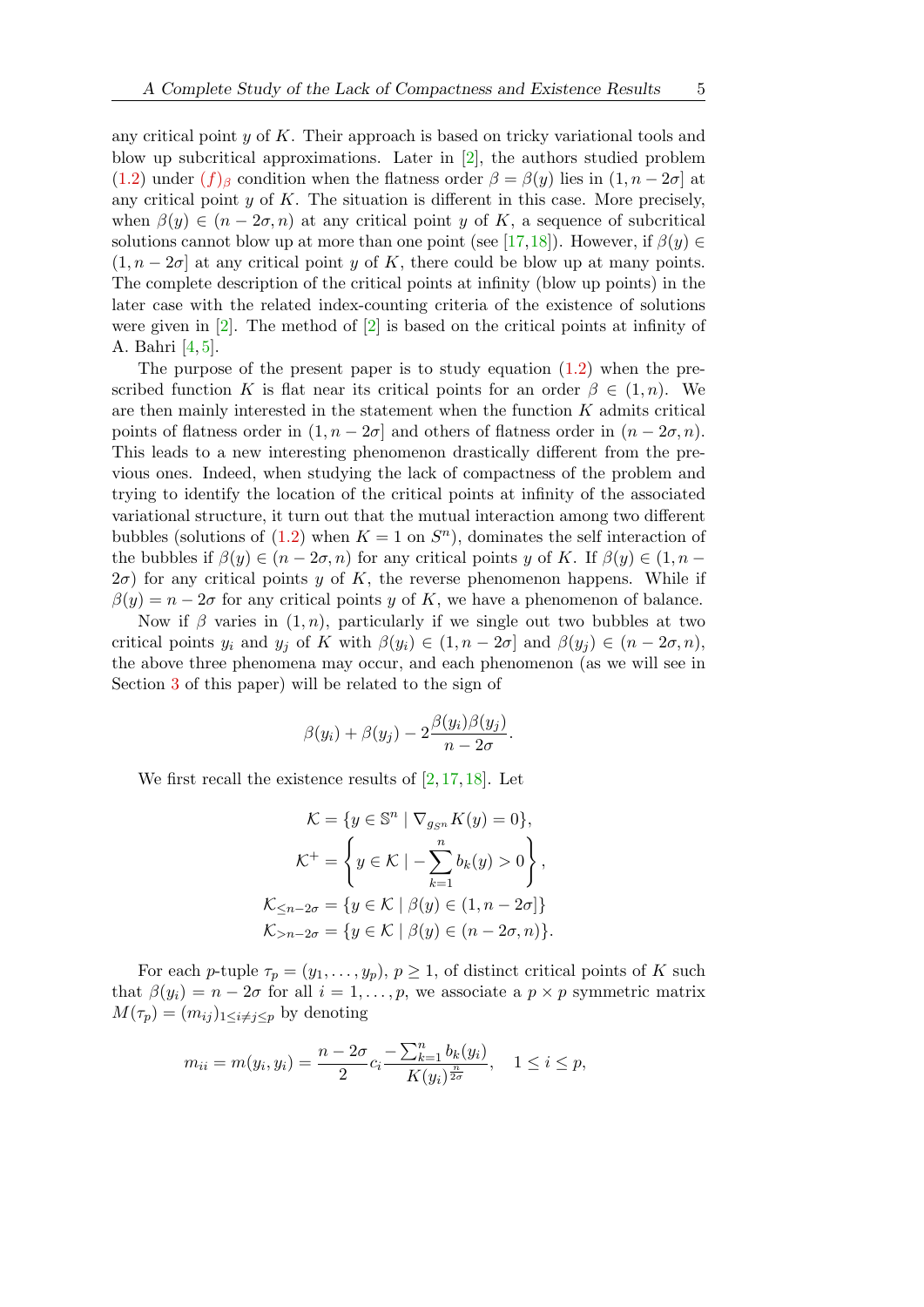any critical point $y$ of $K$. Their approach is based on tricky variational tools and blow up subcritical approximations. Later in [2], the authors studied problem (1.2) under $(f)_\beta$ condition when the flatness order $\beta = \beta(y)$ lies in $(1, n-2\sigma]$ at any critical point $y$ of $K$. The situation is different in this case. More precisely, when $\beta(y) \in (n-2\sigma, n)$ at any critical point $y$ of $K$, a sequence of subcritical solutions cannot blow up at more than one point (see [17,18]). However, if $\beta(y) \in (1, n-2\sigma]$ at any critical point $y$ of $K$, there could be blow up at many points. The complete description of the critical points at infinity (blow up points) in the later case with the related index-counting criteria of the existence of solutions were given in [2]. The method of [2] is based on the critical points at infinity of A. Bahri [4,5].

The purpose of the present paper is to study equation (1.2) when the prescribed function $K$ is flat near its critical points for an order $\beta \in (1, n)$. We are then mainly interested in the statement when the function $K$ admits critical points of flatness order in $(1, n-2\sigma]$ and others of flatness order in $(n-2\sigma, n)$. This leads to a new interesting phenomenon drastically different from the previous ones. Indeed, when studying the lack of compactness of the problem and trying to identify the location of the critical points at infinity of the associated variational structure, it turn out that the mutual interaction among two different bubbles (solutions of (1.2) when $K = 1$ on $S^n$), dominates the self interaction of the bubbles if $\beta(y) \in (n-2\sigma, n)$ for any critical points $y$ of $K$. If $\beta(y) \in (1, n-2\sigma)$ for any critical points $y$ of $K$, the reverse phenomenon happens. While if $\beta(y) = n-2\sigma$ for any critical points $y$ of $K$, we have a phenomenon of balance.

Now if $\beta$ varies in $(1, n)$, particularly if we single out two bubbles at two critical points $y_i$ and $y_j$ of $K$ with $\beta(y_i) \in (1, n-2\sigma]$ and $\beta(y_j) \in (n-2\sigma, n)$, the above three phenomena may occur, and each phenomenon (as we will see in Section 3 of this paper) will be related to the sign of

$$\beta(y_i) + \beta(y_j) - 2\frac{\beta(y_i)\beta(y_j)}{n-2\sigma}.$$

We first recall the existence results of [2,17,18]. Let

$$\mathcal{K} = \{y \in \mathbb{S}^n \mid \nabla_{g_{S^n}} K(y) = 0\},$$
$$\mathcal{K}^+ = \left\{ y \in \mathcal{K} \mid -\sum_{k=1}^{n} b_k(y) > 0 \right\},$$
$$\mathcal{K}_{\leq n-2\sigma} = \{y \in \mathcal{K} \mid \beta(y) \in (1, n-2\sigma]\}$$
$$\mathcal{K}_{> n-2\sigma} = \{y \in \mathcal{K} \mid \beta(y) \in (n-2\sigma, n)\}.$$

For each $p$-tuple $\tau_p = (y_1, \dots, y_p)$, $p \geq 1$, of distinct critical points of $K$ such that $\beta(y_i) = n-2\sigma$ for all $i = 1, \dots, p$, we associate a $p \times p$ symmetric matrix $M(\tau_p) = (m_{ij})_{1 \leq i \neq j \leq p}$ by denoting

$$m_{ii} = m(y_i, y_i) = \frac{n-2\sigma}{2} c_i \frac{-\sum_{k=1}^{n} b_k(y_i)}{K(y_i)^{\frac{n}{2\sigma}}}, \quad 1 \leq i \leq p,$$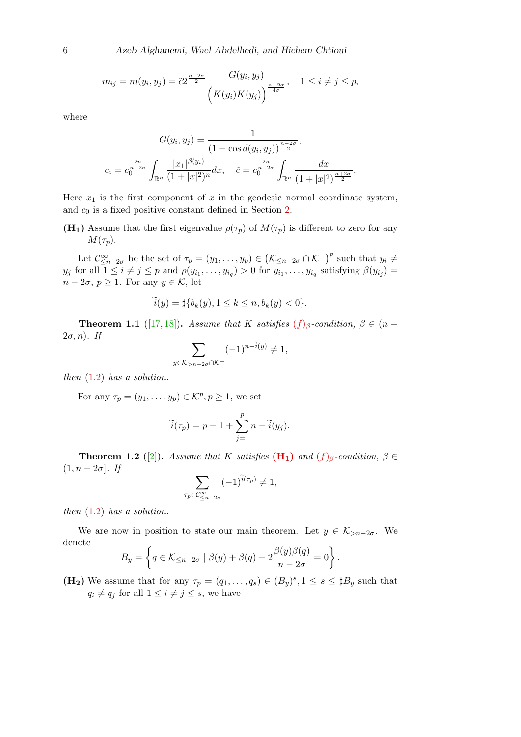$$m_{ij} = m(y_i, y_j) = \tilde{c} 2^{\frac{n-2\sigma}{2}} \frac{G(y_i, y_j)}{\Big(K(y_i)K(y_j)\Big)^{\frac{n-2\sigma}{4\sigma}}}, \quad 1 \leq i \neq j \leq p,$$

where

$$G(y_i, y_j) = \frac{1}{(1 - \cos d(y_i, y_j))^{\frac{n-2\sigma}{2}}},$$

$$c_i = c_0^{\frac{2n}{n-2\sigma}} \int_{\mathbb{R}^n} \frac{|x_1|^{\beta(y_i)}}{(1+|x|^2)^n} dx, \quad \tilde{c} = c_0^{\frac{2n}{n-2\sigma}} \int_{\mathbb{R}^n} \frac{dx}{(1+|x|^2)^{\frac{n+2\sigma}{2}}}.$$

Here $x_1$ is the first component of $x$ in the geodesic normal coordinate system, and $c_0$ is a fixed positive constant defined in Section 2.

**$(\mathbf{H_1})$** Assume that the first eigenvalue $\rho(\tau_p)$ of $M(\tau_p)$ is different to zero for any $M(\tau_p)$.

Let $\mathcal{C}^{\infty}_{\leq n-2\sigma}$ be the set of $\tau_p = (y_1, \ldots, y_p) \in \left(\mathcal{K}_{\leq n-2\sigma} \cap \mathcal{K}^+\right)^p$ such that $y_i \neq y_j$ for all $1 \leq i \neq j \leq p$ and $\rho(y_{i_1}, \ldots, y_{i_q}) > 0$ for $y_{i_1}, \ldots, y_{i_q}$ satisfying $\beta(y_{i_j}) = n - 2\sigma$, $p \geq 1$. For any $y \in \mathcal{K}$, let

$$\widetilde{i}(y) = \sharp\{b_k(y), 1 \leq k \leq n, b_k(y) < 0\}.$$

**Theorem 1.1** ([17, 18]). *Assume that $K$ satisfies $(f)_\beta$-condition, $\beta \in (n - 2\sigma, n)$. If*

$$\sum_{y \in \mathcal{K}_{>n-2\sigma} \cap \mathcal{K}^+} (-1)^{n - \widetilde{i}(y)} \neq 1,$$

*then (1.2) has a solution.*

For any $\tau_p = (y_1, \ldots, y_p) \in \mathcal{K}^p, p \geq 1$, we set

$$\widetilde{i}(\tau_p) = p - 1 + \sum_{j=1}^{p} n - \widetilde{i}(y_j).$$

**Theorem 1.2** ([2]). *Assume that $K$ satisfies* $(\mathbf{H_1})$ *and $(f)_\beta$-condition, $\beta \in (1, n - 2\sigma]$. If*

$$\sum_{\tau_p \in \mathcal{C}^{\infty}_{\leq n-2\sigma}} (-1)^{\widetilde{i}(\tau_p)} \neq 1,$$

*then (1.2) has a solution.*

We are now in position to state our main theorem. Let $y \in \mathcal{K}_{>n-2\sigma}$. We denote

$$B_y = \left\{ q \in \mathcal{K}_{\leq n-2\sigma} \mid \beta(y) + \beta(q) - 2\frac{\beta(y)\beta(q)}{n-2\sigma} = 0 \right\}.$$

**$(\mathbf{H_2})$** We assume that for any $\tau_p = (q_1, \ldots, q_s) \in (B_y)^s, 1 \leq s \leq \sharp B_y$ such that $q_i \neq q_j$ for all $1 \leq i \neq j \leq s$, we have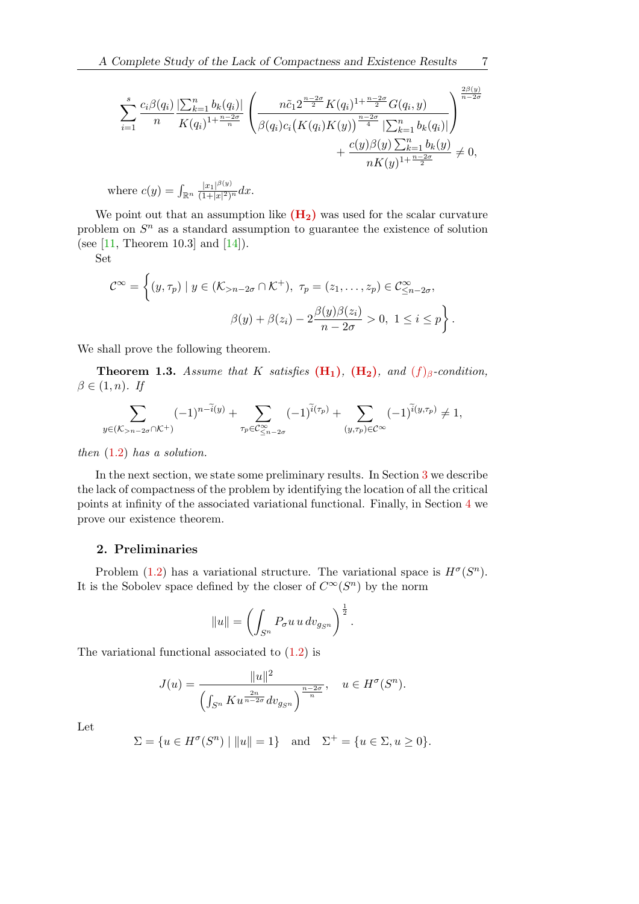$$\sum_{i=1}^{s} \frac{c_i \beta(q_i)}{n} \frac{|\sum_{k=1}^{n} b_k(q_i)|}{K(q_i)^{1+\frac{n-2\sigma}{n}}} \left( \frac{n\tilde{c}_1 2^{\frac{n-2\sigma}{2}} K(q_i)^{1+\frac{n-2\sigma}{2}} G(q_i, y)}{\beta(q_i) c_i \big(K(q_i)K(y)\big)^{\frac{n-2\sigma}{4}} |\sum_{k=1}^{n} b_k(q_i)|} \right)^{\frac{2\beta(y)}{n-2\sigma}} + \frac{c(y)\beta(y) \sum_{k=1}^{n} b_k(y)}{nK(y)^{1+\frac{n-2\sigma}{2}}} \neq 0,$$

where $c(y) = \int_{\mathbb{R}^n} \frac{|x_1|^{\beta(y)}}{(1+|x|^2)^n} dx$.

We point out that an assumption like **(H₂)** was used for the scalar curvature problem on $S^n$ as a standard assumption to guarantee the existence of solution (see [11, Theorem 10.3] and [14]).

Set

$$\mathcal{C}^\infty = \Big\{ (y, \tau_p) \mid y \in (\mathcal{K}_{>n-2\sigma} \cap \mathcal{K}^+),\ \tau_p = (z_1, \dots, z_p) \in \mathcal{C}^\infty_{\leq n-2\sigma},$$
$$\beta(y) + \beta(z_i) - 2\frac{\beta(y)\beta(z_i)}{n-2\sigma} > 0,\ 1 \leq i \leq p \Big\}.$$

We shall prove the following theorem.

**Theorem 1.3.** *Assume that $K$ satisfies* **(H₁)**, **(H₂)**, *and $(f)_\beta$-condition, $\beta \in (1, n)$. If*

$$\sum_{y \in (\mathcal{K}_{>n-2\sigma} \cap \mathcal{K}^+)} (-1)^{n - \tilde{i}(y)} + \sum_{\tau_p \in \mathcal{C}^\infty_{\leq n-2\sigma}} (-1)^{\tilde{i}(\tau_p)} + \sum_{(y,\tau_p) \in \mathcal{C}^\infty} (-1)^{\tilde{i}(y,\tau_p)} \neq 1,$$

*then* (1.2) *has a solution.*

In the next section, we state some preliminary results. In Section 3 we describe the lack of compactness of the problem by identifying the location of all the critical points at infinity of the associated variational functional. Finally, in Section 4 we prove our existence theorem.

## 2. Preliminaries

Problem (1.2) has a variational structure. The variational space is $H^\sigma(S^n)$. It is the Sobolev space defined by the closer of $C^\infty(S^n)$ by the norm

$$\|u\| = \left( \int_{S^n} P_\sigma u\, u\, dv_{g_{S^n}} \right)^{\frac{1}{2}}.$$

The variational functional associated to (1.2) is

$$J(u) = \frac{\|u\|^2}{\left( \int_{S^n} K u^{\frac{2n}{n-2\sigma}} dv_{g_{S^n}} \right)^{\frac{n-2\sigma}{n}}}, \quad u \in H^\sigma(S^n).$$

Let

$$\Sigma = \{ u \in H^\sigma(S^n) \mid \|u\| = 1 \} \quad \text{and} \quad \Sigma^+ = \{ u \in \Sigma, u \geq 0 \}.$$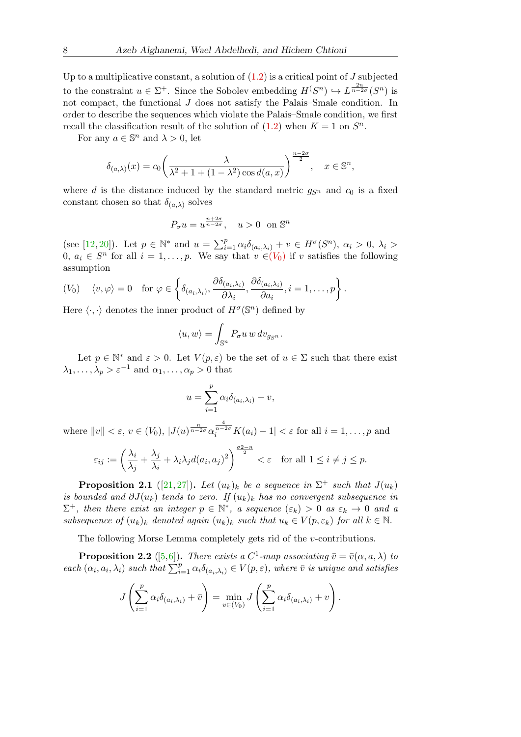Up to a multiplicative constant, a solution of (1.2) is a critical point of $J$ subjected to the constraint $u \in \Sigma^+$. Since the Sobolev embedding $H^(S^n) \hookrightarrow L^{\frac{2n}{n-2\sigma}}(S^n)$ is not compact, the functional $J$ does not satisfy the Palais–Smale condition. In order to describe the sequences which violate the Palais–Smale condition, we first recall the classification result of the solution of (1.2) when $K = 1$ on $S^n$.

For any $a \in \mathbb{S}^n$ and $\lambda > 0$, let

$$\delta_{(a,\lambda)}(x) = c_0 \left( \frac{\lambda}{\lambda^2 + 1 + (1-\lambda^2)\cos d(a,x)} \right)^{\frac{n-2\sigma}{2}}, \quad x \in \mathbb{S}^n,$$

where $d$ is the distance induced by the standard metric $g_{S^n}$ and $c_0$ is a fixed constant chosen so that $\delta_{(a,\lambda)}$ solves

$$P_\sigma u = u^{\frac{n+2\sigma}{n-2\sigma}}, \quad u > 0 \ \text{ on } \mathbb{S}^n$$

(see [12, 20]). Let $p \in \mathbb{N}^*$ and $u = \sum_{i=1}^p \alpha_i \delta_{(a_i,\lambda_i)} + v \in H^\sigma(S^n)$, $\alpha_i > 0$, $\lambda_i > 0$, $a_i \in S^n$ for all $i = 1, \ldots, p$. We say that $v \in (V_0)$ if $v$ satisfies the following assumption

$$(V_0) \quad \langle v, \varphi \rangle = 0 \quad \text{for } \varphi \in \left\{ \delta_{(a_i,\lambda_i)}, \frac{\partial \delta_{(a_i,\lambda_i)}}{\partial \lambda_i}, \frac{\partial \delta_{(a_i,\lambda_i)}}{\partial a_i}, i = 1, \ldots, p \right\}.$$

Here $\langle \cdot, \cdot \rangle$ denotes the inner product of $H^\sigma(\mathbb{S}^n)$ defined by

$$\langle u, w \rangle = \int_{\mathbb{S}^n} P_\sigma u \, w \, dv_{g_{S^n}}.$$

Let $p \in \mathbb{N}^*$ and $\varepsilon > 0$. Let $V(p, \varepsilon)$ be the set of $u \in \Sigma$ such that there exist $\lambda_1, \ldots, \lambda_p > \varepsilon^{-1}$ and $\alpha_1, \ldots, \alpha_p > 0$ that

$$u = \sum_{i=1}^p \alpha_i \delta_{(a_i,\lambda_i)} + v,$$

where $\|v\| < \varepsilon$, $v \in (V_0)$, $|J(u)^{\frac{n}{n-2\sigma}} \alpha_i^{\frac{4}{n-2\sigma}} K(a_i) - 1| < \varepsilon$ for all $i = 1, \ldots, p$ and

$$\varepsilon_{ij} := \left( \frac{\lambda_i}{\lambda_j} + \frac{\lambda_j}{\lambda_i} + \lambda_i \lambda_j d(a_i, a_j)^2 \right)^{\frac{\sigma 2 - n}{2}} < \varepsilon \quad \text{for all } 1 \le i \neq j \le p.$$

**Proposition 2.1** ([21, 27]). *Let $(u_k)_k$ be a sequence in $\Sigma^+$ such that $J(u_k)$ is bounded and $\partial J(u_k)$ tends to zero. If $(u_k)_k$ has no convergent subsequence in $\Sigma^+$, then there exist an integer $p \in \mathbb{N}^*$, a sequence $(\varepsilon_k) > 0$ as $\varepsilon_k \to 0$ and a subsequence of $(u_k)_k$ denoted again $(u_k)_k$ such that $u_k \in V(p, \varepsilon_k)$ for all $k \in \mathbb{N}$.*

The following Morse Lemma completely gets rid of the $v$-contributions.

**Proposition 2.2** ([5, 6]). *There exists a $C^1$-map associating $\bar{v} = \bar{v}(\alpha, a, \lambda)$ to each $(\alpha_i, a_i, \lambda_i)$ such that $\sum_{i=1}^p \alpha_i \delta_{(a_i,\lambda_i)} \in V(p, \varepsilon)$, where $\bar{v}$ is unique and satisfies*

$$J\left( \sum_{i=1}^p \alpha_i \delta_{(a_i,\lambda_i)} + \bar{v} \right) = \min_{v \in (V_0)} J\left( \sum_{i=1}^p \alpha_i \delta_{(a_i,\lambda_i)} + v \right).$$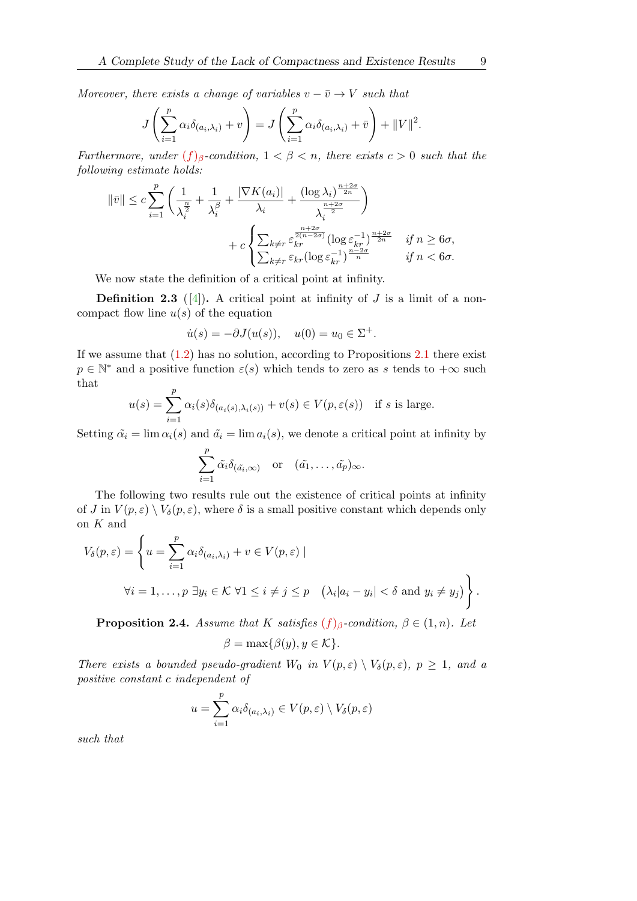*Moreover, there exists a change of variables $v - \bar{v} \to V$ such that*

$$J\left(\sum_{i=1}^{p} \alpha_i \delta_{(a_i,\lambda_i)} + v\right) = J\left(\sum_{i=1}^{p} \alpha_i \delta_{(a_i,\lambda_i)} + \bar{v}\right) + \|V\|^2.$$

*Furthermore, under $(f)_\beta$-condition, $1 < \beta < n$, there exists $c > 0$ such that the following estimate holds:*

$$\|\bar{v}\| \leq c \sum_{i=1}^{p} \left( \frac{1}{\lambda_i^{\frac{n}{2}}} + \frac{1}{\lambda_i^{\beta}} + \frac{|\nabla K(a_i)|}{\lambda_i} + \frac{(\log \lambda_i)^{\frac{n+2\sigma}{2n}}}{\lambda_i^{\frac{n+2\sigma}{2}}} \right) + c \begin{cases} \sum_{k \neq r} \varepsilon_{kr}^{\frac{n+2\sigma}{2(n-2\sigma)}} (\log \varepsilon_{kr}^{-1})^{\frac{n+2\sigma}{2n}} & \text{if } n \geq 6\sigma, \\ \sum_{k \neq r} \varepsilon_{kr} (\log \varepsilon_{kr}^{-1})^{\frac{n-2\sigma}{n}} & \text{if } n < 6\sigma. \end{cases}$$

We now state the definition of a critical point at infinity.

**Definition 2.3** ([4])**.** A critical point at infinity of $J$ is a limit of a non-compact flow line $u(s)$ of the equation

$$\dot{u}(s) = -\partial J(u(s)), \quad u(0) = u_0 \in \Sigma^+.$$

If we assume that (1.2) has no solution, according to Propositions 2.1 there exist $p \in \mathbb{N}^*$ and a positive function $\varepsilon(s)$ which tends to zero as $s$ tends to $+\infty$ such that

$$u(s) = \sum_{i=1}^{p} \alpha_i(s) \delta_{(a_i(s),\lambda_i(s))} + v(s) \in V(p, \varepsilon(s)) \quad \text{if } s \text{ is large.}$$

Setting $\tilde{\alpha_i} = \lim \alpha_i(s)$ and $\tilde{a_i} = \lim a_i(s)$, we denote a critical point at infinity by

$$\sum_{i=1}^{p} \tilde{\alpha_i} \delta_{(\tilde{a_i},\infty)} \quad \text{or} \quad (\tilde{a_1}, \ldots, \tilde{a_p})_\infty.$$

The following two results rule out the existence of critical points at infinity of $J$ in $V(p, \varepsilon) \setminus V_\delta(p, \varepsilon)$, where $\delta$ is a small positive constant which depends only on $K$ and

$$V_\delta(p, \varepsilon) = \Bigg\{ u = \sum_{i=1}^{p} \alpha_i \delta_{(a_i,\lambda_i)} + v \in V(p, \varepsilon) \mid \forall i = 1, \ldots, p \ \exists y_i \in \mathcal{K} \ \forall 1 \leq i \neq j \leq p \quad \big(\lambda_i |a_i - y_i| < \delta \text{ and } y_i \neq y_j\big) \Bigg\}.$$

**Proposition 2.4.** *Assume that $K$ satisfies $(f)_\beta$-condition, $\beta \in (1, n)$. Let*

$$\beta = \max\{\beta(y), y \in \mathcal{K}\}.$$

*There exists a bounded pseudo-gradient $W_0$ in $V(p, \varepsilon) \setminus V_\delta(p, \varepsilon)$, $p \geq 1$, and a positive constant $c$ independent of*

$$u = \sum_{i=1}^{p} \alpha_i \delta_{(a_i,\lambda_i)} \in V(p, \varepsilon) \setminus V_\delta(p, \varepsilon)$$

*such that*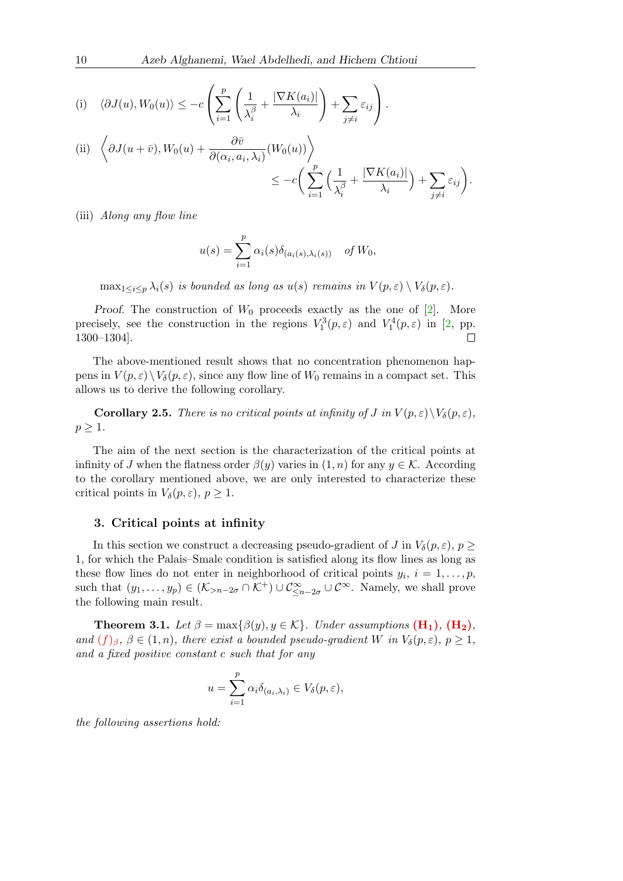(i) $\quad \langle \partial J(u), W_0(u)\rangle \leq -c\left(\sum_{i=1}^{p}\left(\frac{1}{\lambda_i^{\beta}} + \frac{|\nabla K(a_i)|}{\lambda_i}\right) + \sum_{j\neq i}\varepsilon_{ij}\right).$

(ii) $$\left\langle \partial J(u+\bar v), W_0(u) + \frac{\partial \bar v}{\partial(\alpha_i, a_i, \lambda_i)}(W_0(u))\right\rangle \leq -c\bigg(\sum_{i=1}^{p}\Big(\frac{1}{\lambda_i^{\beta}} + \frac{|\nabla K(a_i)|}{\lambda_i}\Big) + \sum_{j\neq i}\varepsilon_{ij}\bigg).$$

(iii) *Along any flow line*

$$u(s) = \sum_{i=1}^{p}\alpha_i(s)\delta_{(a_i(s),\lambda_i(s))} \quad \textit{of } W_0,$$

$\max_{1\leq i\leq p}\lambda_i(s)$ *is bounded as long as* $u(s)$ *remains in* $V(p,\varepsilon)\setminus V_\delta(p,\varepsilon)$.

*Proof.* The construction of $W_0$ proceeds exactly as the one of [2]. More precisely, see the construction in the regions $V_1^3(p,\varepsilon)$ and $V_1^4(p,\varepsilon)$ in [2, pp. 1300–1304]. □

The above-mentioned result shows that no concentration phenomenon happens in $V(p,\varepsilon)\setminus V_\delta(p,\varepsilon)$, since any flow line of $W_0$ remains in a compact set. This allows us to derive the following corollary.

**Corollary 2.5.** *There is no critical points at infinity of* $J$ *in* $V(p,\varepsilon)\setminus V_\delta(p,\varepsilon)$, $p\geq 1$.

The aim of the next section is the characterization of the critical points at infinity of $J$ when the flatness order $\beta(y)$ varies in $(1,n)$ for any $y\in\mathcal{K}$. According to the corollary mentioned above, we are only interested to characterize these critical points in $V_\delta(p,\varepsilon)$, $p\geq 1$.

## 3. Critical points at infinity

In this section we construct a decreasing pseudo-gradient of $J$ in $V_\delta(p,\varepsilon)$, $p\geq 1$, for which the Palais–Smale condition is satisfied along its flow lines as long as these flow lines do not enter in neighborhood of critical points $y_i$, $i=1,\dots,p$, such that $(y_1,\dots,y_p)\in(\mathcal{K}_{>n-2\sigma}\cap\mathcal{K}^+)\cup\mathcal{C}^\infty_{\leq n-2\sigma}\cup\mathcal{C}^\infty$. Namely, we shall prove the following main result.

**Theorem 3.1.** *Let* $\beta=\max\{\beta(y), y\in\mathcal{K}\}$. *Under assumptions* $(\mathbf{H_1})$, $(\mathbf{H_2})$, *and* $(f)_\beta$, $\beta\in(1,n)$, *there exist a bounded pseudo-gradient* $W$ *in* $V_\delta(p,\varepsilon)$, $p\geq 1$, *and a fixed positive constant* $c$ *such that for any*

$$u=\sum_{i=1}^{p}\alpha_i\delta_{(a_i,\lambda_i)}\in V_\delta(p,\varepsilon),$$

*the following assertions hold:*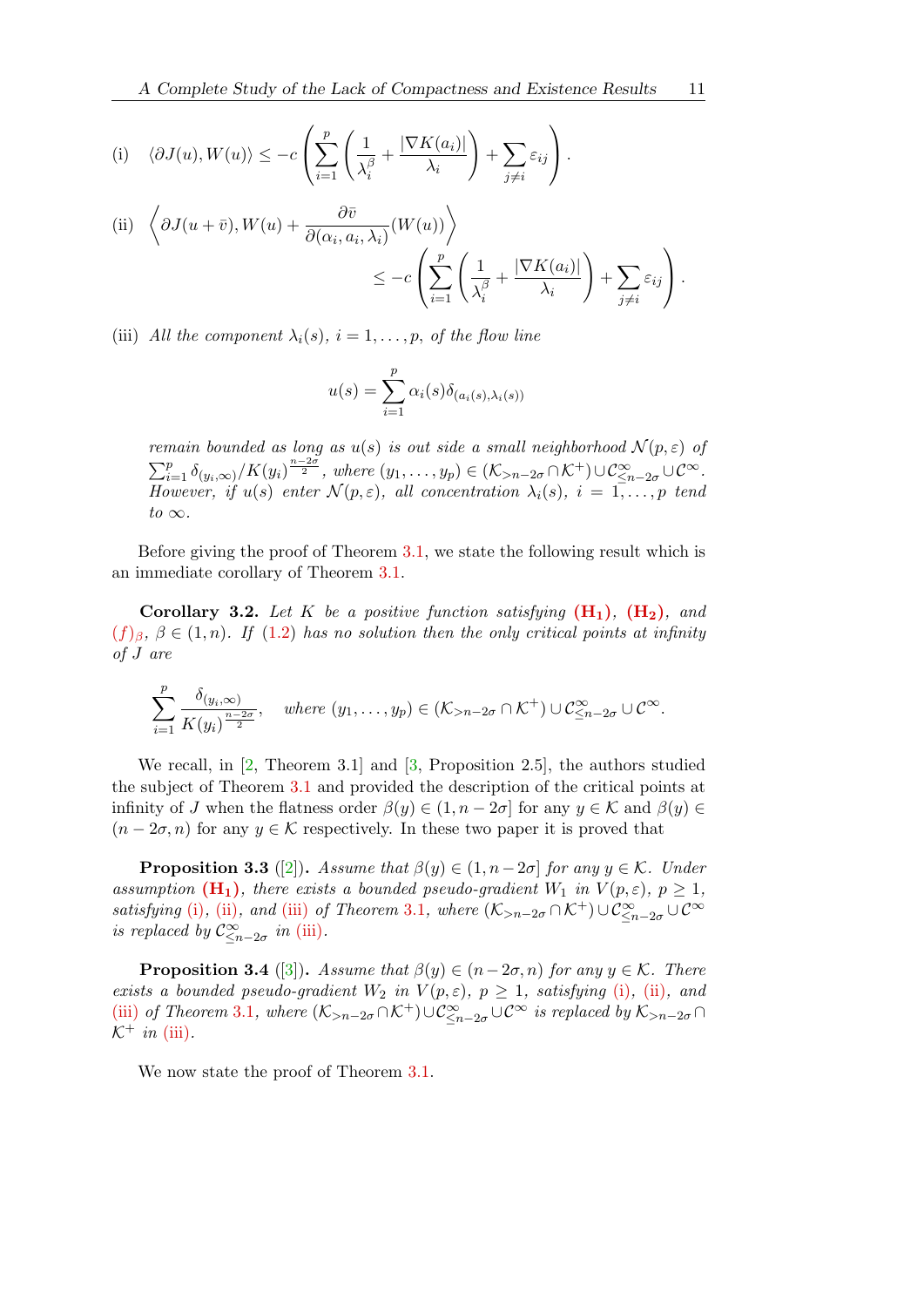(i) $\quad \langle \partial J(u), W(u)\rangle \leq -c\left(\sum_{i=1}^{p}\left(\frac{1}{\lambda_i^{\beta}}+\frac{|\nabla K(a_i)|}{\lambda_i}\right)+\sum_{j\neq i}\varepsilon_{ij}\right).$

(ii) $$\left\langle \partial J(u+\bar{v}), W(u)+\frac{\partial \bar{v}}{\partial(\alpha_i,a_i,\lambda_i)}(W(u))\right\rangle \leq -c\left(\sum_{i=1}^{p}\left(\frac{1}{\lambda_i^{\beta}}+\frac{|\nabla K(a_i)|}{\lambda_i}\right)+\sum_{j\neq i}\varepsilon_{ij}\right).$$

(iii) *All the component $\lambda_i(s)$, $i=1,\dots,p$, of the flow line*

$$u(s)=\sum_{i=1}^{p}\alpha_i(s)\delta_{(a_i(s),\lambda_i(s))}$$

*remain bounded as long as $u(s)$ is out side a small neighborhood $\mathcal{N}(p,\varepsilon)$ of $\sum_{i=1}^{p}\delta_{(y_i,\infty)}/K(y_i)^{\frac{n-2\sigma}{2}}$, where $(y_1,\dots,y_p)\in(\mathcal{K}_{>n-2\sigma}\cap\mathcal{K}^+)\cup\mathcal{C}^\infty_{\leq n-2\sigma}\cup\mathcal{C}^\infty$. However, if $u(s)$ enter $\mathcal{N}(p,\varepsilon)$, all concentration $\lambda_i(s)$, $i=1,\dots,p$ tend to $\infty$.*

Before giving the proof of Theorem 3.1, we state the following result which is an immediate corollary of Theorem 3.1.

**Corollary 3.2.** *Let $K$ be a positive function satisfying* $(\mathbf{H_1})$*,* $(\mathbf{H_2})$*, and $(f)_\beta$, $\beta\in(1,n)$. If (1.2) has no solution then the only critical points at infinity of $J$ are*

$$\sum_{i=1}^{p}\frac{\delta_{(y_i,\infty)}}{K(y_i)^{\frac{n-2\sigma}{2}}},\quad \text{where } (y_1,\dots,y_p)\in(\mathcal{K}_{>n-2\sigma}\cap\mathcal{K}^+)\cup\mathcal{C}^\infty_{\leq n-2\sigma}\cup\mathcal{C}^\infty.$$

We recall, in [2, Theorem 3.1] and [3, Proposition 2.5], the authors studied the subject of Theorem 3.1 and provided the description of the critical points at infinity of $J$ when the flatness order $\beta(y)\in(1,n-2\sigma]$ for any $y\in\mathcal{K}$ and $\beta(y)\in(n-2\sigma,n)$ for any $y\in\mathcal{K}$ respectively. In these two paper it is proved that

**Proposition 3.3** ([2])**.** *Assume that $\beta(y)\in(1,n-2\sigma]$ for any $y\in\mathcal{K}$. Under assumption* $(\mathbf{H_1})$*, there exists a bounded pseudo-gradient $W_1$ in $V(p,\varepsilon)$, $p\geq 1$, satisfying (i), (ii), and (iii) of Theorem 3.1, where $(\mathcal{K}_{>n-2\sigma}\cap\mathcal{K}^+)\cup\mathcal{C}^\infty_{\leq n-2\sigma}\cup\mathcal{C}^\infty$ is replaced by $\mathcal{C}^\infty_{\leq n-2\sigma}$ in (iii).*

**Proposition 3.4** ([3])**.** *Assume that $\beta(y)\in(n-2\sigma,n)$ for any $y\in\mathcal{K}$. There exists a bounded pseudo-gradient $W_2$ in $V(p,\varepsilon)$, $p\geq 1$, satisfying (i), (ii), and (iii) of Theorem 3.1, where $(\mathcal{K}_{>n-2\sigma}\cap\mathcal{K}^+)\cup\mathcal{C}^\infty_{\leq n-2\sigma}\cup\mathcal{C}^\infty$ is replaced by $\mathcal{K}_{>n-2\sigma}\cap\mathcal{K}^+$ in (iii).*

We now state the proof of Theorem 3.1.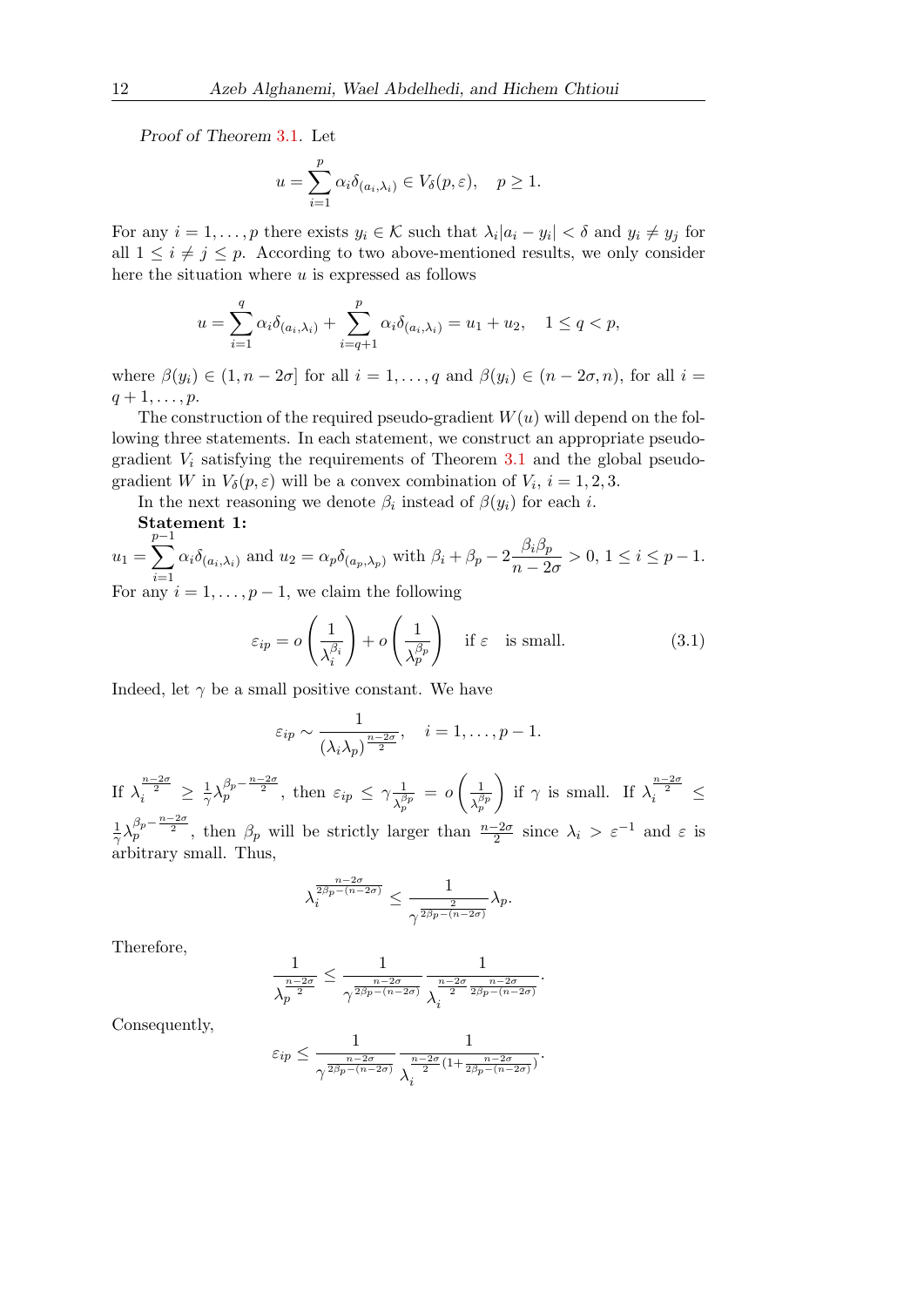*Proof of Theorem 3.1*. Let

$$u = \sum_{i=1}^{p} \alpha_i \delta_{(a_i,\lambda_i)} \in V_\delta(p,\varepsilon), \quad p \geq 1.$$

For any $i = 1,\dots,p$ there exists $y_i \in \mathcal{K}$ such that $\lambda_i|a_i - y_i| < \delta$ and $y_i \neq y_j$ for all $1 \leq i \neq j \leq p$. According to two above-mentioned results, we only consider here the situation where $u$ is expressed as follows

$$u = \sum_{i=1}^{q} \alpha_i \delta_{(a_i,\lambda_i)} + \sum_{i=q+1}^{p} \alpha_i \delta_{(a_i,\lambda_i)} = u_1 + u_2, \quad 1 \leq q < p,$$

where $\beta(y_i) \in (1, n-2\sigma]$ for all $i = 1,\dots,q$ and $\beta(y_i) \in (n-2\sigma, n)$, for all $i = q+1,\dots,p$.

The construction of the required pseudo-gradient $W(u)$ will depend on the following three statements. In each statement, we construct an appropriate pseudo-gradient $V_i$ satisfying the requirements of Theorem 3.1 and the global pseudo-gradient $W$ in $V_\delta(p,\varepsilon)$ will be a convex combination of $V_i$, $i = 1,2,3$.

In the next reasoning we denote $\beta_i$ instead of $\beta(y_i)$ for each $i$.

**Statement 1:**
$u_1 = \displaystyle\sum_{i=1}^{p-1} \alpha_i \delta_{(a_i,\lambda_i)}$ and $u_2 = \alpha_p \delta_{(a_p,\lambda_p)}$ with $\beta_i + \beta_p - 2\dfrac{\beta_i \beta_p}{n-2\sigma} > 0$, $1 \leq i \leq p-1$.
For any $i = 1,\dots,p-1$, we claim the following

$$\varepsilon_{ip} = o\left(\frac{1}{\lambda_i^{\beta_i}}\right) + o\left(\frac{1}{\lambda_p^{\beta_p}}\right) \quad \text{if } \varepsilon \quad \text{is small.} \tag{3.1}$$

Indeed, let $\gamma$ be a small positive constant. We have

$$\varepsilon_{ip} \sim \frac{1}{(\lambda_i \lambda_p)^{\frac{n-2\sigma}{2}}}, \quad i = 1,\dots,p-1.$$

If $\lambda_i^{\frac{n-2\sigma}{2}} \geq \frac{1}{\gamma}\lambda_p^{\beta_p - \frac{n-2\sigma}{2}}$, then $\varepsilon_{ip} \leq \gamma \frac{1}{\lambda_p^{\beta_p}} = o\left(\frac{1}{\lambda_p^{\beta_p}}\right)$ if $\gamma$ is small. If $\lambda_i^{\frac{n-2\sigma}{2}} \leq \frac{1}{\gamma}\lambda_p^{\beta_p - \frac{n-2\sigma}{2}}$, then $\beta_p$ will be strictly larger than $\frac{n-2\sigma}{2}$ since $\lambda_i > \varepsilon^{-1}$ and $\varepsilon$ is arbitrary small. Thus,

$$\lambda_i^{\frac{n-2\sigma}{2\beta_p - (n-2\sigma)}} \leq \frac{1}{\gamma^{\frac{2}{2\beta_p - (n-2\sigma)}}} \lambda_p.$$

Therefore,

$$\frac{1}{\lambda_p^{\frac{n-2\sigma}{2}}} \leq \frac{1}{\gamma^{\frac{n-2\sigma}{2\beta_p - (n-2\sigma)}}} \frac{1}{\lambda_i^{\frac{n-2\sigma}{2}\frac{n-2\sigma}{2\beta_p - (n-2\sigma)}}}.$$

Consequently,

$$\varepsilon_{ip} \leq \frac{1}{\gamma^{\frac{n-2\sigma}{2\beta_p - (n-2\sigma)}}} \frac{1}{\lambda_i^{\frac{n-2\sigma}{2}(1 + \frac{n-2\sigma}{2\beta_p - (n-2\sigma)})}}.$$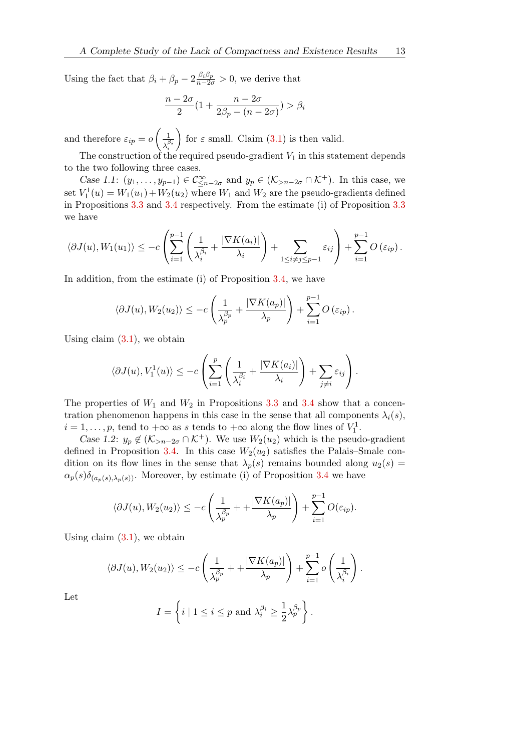Using the fact that $\beta_i + \beta_p - 2\frac{\beta_i \beta_p}{n-2\sigma} > 0$, we derive that

$$\frac{n-2\sigma}{2}(1 + \frac{n-2\sigma}{2\beta_p - (n-2\sigma)}) > \beta_i$$

and therefore $\varepsilon_{ip} = o\left(\frac{1}{\lambda_i^{\beta_i}}\right)$ for $\varepsilon$ small. Claim (3.1) is then valid.

The construction of the required pseudo-gradient $V_1$ in this statement depends to the two following three cases.

*Case 1.1*: $(y_1, \dots, y_{p-1}) \in \mathcal{C}^{\infty}_{\leq n-2\sigma}$ and $y_p \in (\mathcal{K}_{>n-2\sigma} \cap \mathcal{K}^+)$. In this case, we set $V_1^1(u) = W_1(u_1) + W_2(u_2)$ where $W_1$ and $W_2$ are the pseudo-gradients defined in Propositions 3.3 and 3.4 respectively. From the estimate (i) of Proposition 3.3 we have

$$\langle \partial J(u), W_1(u_1)\rangle \leq -c\left(\sum_{i=1}^{p-1}\left(\frac{1}{\lambda_i^{\beta_i}} + \frac{|\nabla K(a_i)|}{\lambda_i}\right) + \sum_{1\leq i\neq j\leq p-1} \varepsilon_{ij}\right) + \sum_{i=1}^{p-1} O\left(\varepsilon_{ip}\right).$$

In addition, from the estimate (i) of Proposition 3.4, we have

$$\langle \partial J(u), W_2(u_2)\rangle \leq -c\left(\frac{1}{\lambda_p^{\beta_p}} + \frac{|\nabla K(a_p)|}{\lambda_p}\right) + \sum_{i=1}^{p-1} O\left(\varepsilon_{ip}\right).$$

Using claim (3.1), we obtain

$$\langle \partial J(u), V_1^1(u)\rangle \leq -c\left(\sum_{i=1}^{p}\left(\frac{1}{\lambda_i^{\beta_i}} + \frac{|\nabla K(a_i)|}{\lambda_i}\right) + \sum_{j\neq i} \varepsilon_{ij}\right).$$

The properties of $W_1$ and $W_2$ in Propositions 3.3 and 3.4 show that a concentration phenomenon happens in this case in the sense that all components $\lambda_i(s)$, $i = 1, \dots, p$, tend to $+\infty$ as $s$ tends to $+\infty$ along the flow lines of $V_1^1$.

*Case 1.2*: $y_p \notin (\mathcal{K}_{>n-2\sigma} \cap \mathcal{K}^+)$. We use $W_2(u_2)$ which is the pseudo-gradient defined in Proposition 3.4. In this case $W_2(u_2)$ satisfies the Palais–Smale condition on its flow lines in the sense that $\lambda_p(s)$ remains bounded along $u_2(s) = \alpha_p(s)\delta_{(a_p(s),\lambda_p(s))}$. Moreover, by estimate (i) of Proposition 3.4 we have

$$\langle \partial J(u), W_2(u_2)\rangle \leq -c\left(\frac{1}{\lambda_p^{\beta_p}} + + \frac{|\nabla K(a_p)|}{\lambda_p}\right) + \sum_{i=1}^{p-1} O(\varepsilon_{ip}).$$

Using claim (3.1), we obtain

$$\langle \partial J(u), W_2(u_2)\rangle \leq -c\left(\frac{1}{\lambda_p^{\beta_p}} + + \frac{|\nabla K(a_p)|}{\lambda_p}\right) + \sum_{i=1}^{p-1} o\left(\frac{1}{\lambda_i^{\beta_i}}\right).$$

Let

$$I = \left\{ i \mid 1 \leq i \leq p \text{ and } \lambda_i^{\beta_i} \geq \frac{1}{2}\lambda_p^{\beta_p} \right\}.$$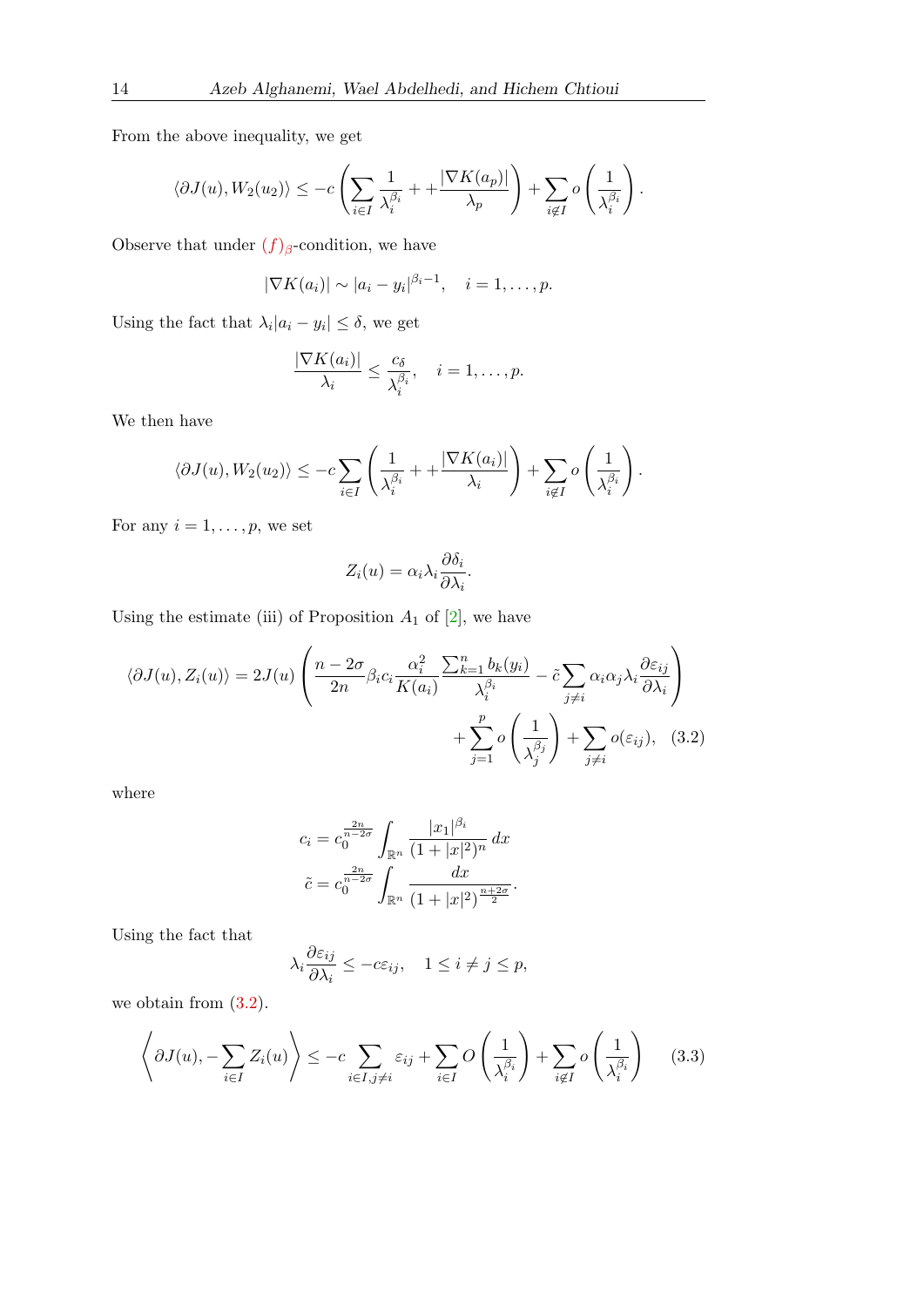From the above inequality, we get

$$\langle \partial J(u), W_2(u_2)\rangle \leq -c\left(\sum_{i\in I}\frac{1}{\lambda_i^{\beta_i}} + + \frac{|\nabla K(a_p)|}{\lambda_p}\right) + \sum_{i\notin I} o\left(\frac{1}{\lambda_i^{\beta_i}}\right).$$

Observe that under $(f)_\beta$-condition, we have

$$|\nabla K(a_i)| \sim |a_i - y_i|^{\beta_i - 1}, \quad i = 1, \dots, p.$$

Using the fact that $\lambda_i |a_i - y_i| \leq \delta$, we get

$$\frac{|\nabla K(a_i)|}{\lambda_i} \leq \frac{c_\delta}{\lambda_i^{\beta_i}}, \quad i = 1, \dots, p.$$

We then have

$$\langle \partial J(u), W_2(u_2)\rangle \leq -c\sum_{i\in I}\left(\frac{1}{\lambda_i^{\beta_i}} + + \frac{|\nabla K(a_i)|}{\lambda_i}\right) + \sum_{i\notin I} o\left(\frac{1}{\lambda_i^{\beta_i}}\right).$$

For any $i = 1, \dots, p$, we set

$$Z_i(u) = \alpha_i \lambda_i \frac{\partial \delta_i}{\partial \lambda_i}.$$

Using the estimate (iii) of Proposition $A_1$ of [2], we have

$$\langle \partial J(u), Z_i(u)\rangle = 2J(u)\left(\frac{n-2\sigma}{2n}\beta_i c_i \frac{\alpha_i^2}{K(a_i)}\frac{\sum_{k=1}^n b_k(y_i)}{\lambda_i^{\beta_i}} - \tilde{c}\sum_{j\neq i}\alpha_i\alpha_j\lambda_i\frac{\partial \varepsilon_{ij}}{\partial \lambda_i}\right) + \sum_{j=1}^p o\left(\frac{1}{\lambda_j^{\beta_j}}\right) + \sum_{j\neq i} o(\varepsilon_{ij}), \quad (3.2)$$

where

$$c_i = c_0^{\frac{2n}{n-2\sigma}}\int_{\mathbb{R}^n}\frac{|x_1|^{\beta_i}}{(1+|x|^2)^n}\,dx$$
$$\tilde{c} = c_0^{\frac{2n}{n-2\sigma}}\int_{\mathbb{R}^n}\frac{dx}{(1+|x|^2)^{\frac{n+2\sigma}{2}}}.$$

Using the fact that

$$\lambda_i \frac{\partial \varepsilon_{ij}}{\partial \lambda_i} \leq -c\varepsilon_{ij}, \quad 1 \leq i \neq j \leq p,$$

we obtain from (3.2).

$$\left\langle \partial J(u), -\sum_{i\in I} Z_i(u)\right\rangle \leq -c\sum_{i\in I, j\neq i}\varepsilon_{ij} + \sum_{i\in I} O\left(\frac{1}{\lambda_i^{\beta_i}}\right) + \sum_{i\notin I} o\left(\frac{1}{\lambda_i^{\beta_i}}\right) \quad (3.3)$$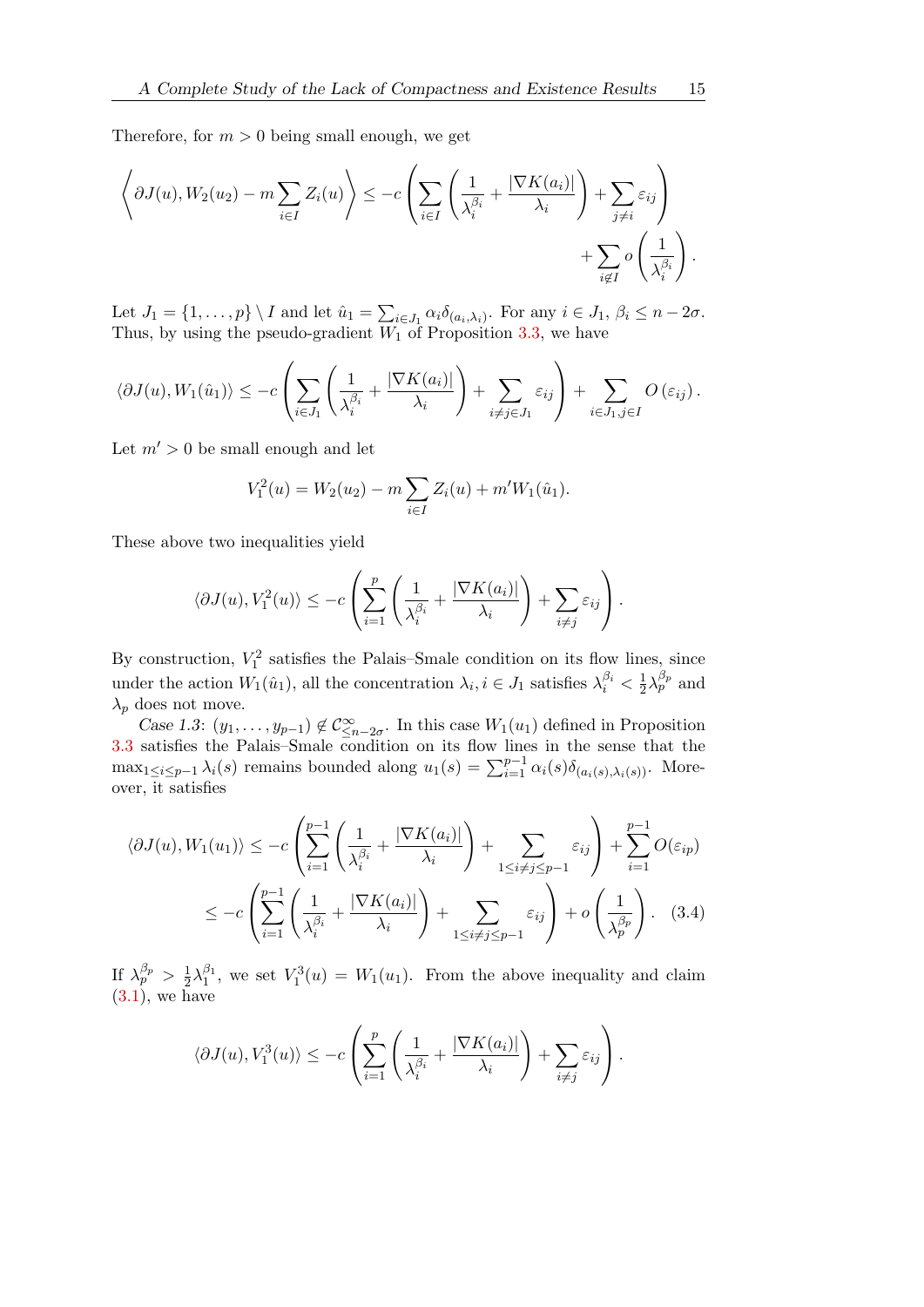Therefore, for $m > 0$ being small enough, we get

$$\left\langle \partial J(u), W_2(u_2) - m \sum_{i \in I} Z_i(u) \right\rangle \leq -c \left( \sum_{i \in I} \left( \frac{1}{\lambda_i^{\beta_i}} + \frac{|\nabla K(a_i)|}{\lambda_i} \right) + \sum_{j \neq i} \varepsilon_{ij} \right) + \sum_{i \notin I} o\left( \frac{1}{\lambda_i^{\beta_i}} \right).$$

Let $J_1 = \{1, \ldots, p\} \setminus I$ and let $\hat{u}_1 = \sum_{i \in J_1} \alpha_i \delta_{(a_i, \lambda_i)}$. For any $i \in J_1$, $\beta_i \leq n - 2\sigma$. Thus, by using the pseudo-gradient $W_1$ of Proposition 3.3, we have

$$\langle \partial J(u), W_1(\hat{u}_1) \rangle \leq -c \left( \sum_{i \in J_1} \left( \frac{1}{\lambda_i^{\beta_i}} + \frac{|\nabla K(a_i)|}{\lambda_i} \right) + \sum_{i \neq j \in J_1} \varepsilon_{ij} \right) + \sum_{i \in J_1, j \in I} O(\varepsilon_{ij}).$$

Let $m' > 0$ be small enough and let

$$V_1^2(u) = W_2(u_2) - m \sum_{i \in I} Z_i(u) + m' W_1(\hat{u}_1).$$

These above two inequalities yield

$$\langle \partial J(u), V_1^2(u) \rangle \leq -c \left( \sum_{i=1}^{p} \left( \frac{1}{\lambda_i^{\beta_i}} + \frac{|\nabla K(a_i)|}{\lambda_i} \right) + \sum_{i \neq j} \varepsilon_{ij} \right).$$

By construction, $V_1^2$ satisfies the Palais–Smale condition on its flow lines, since under the action $W_1(\hat{u}_1)$, all the concentration $\lambda_i, i \in J_1$ satisfies $\lambda_i^{\beta_i} < \frac{1}{2}\lambda_p^{\beta_p}$ and $\lambda_p$ does not move.

*Case 1.3*: $(y_1, \ldots, y_{p-1}) \notin \mathcal{C}^\infty_{\leq n-2\sigma}$. In this case $W_1(u_1)$ defined in Proposition 3.3 satisfies the Palais–Smale condition on its flow lines in the sense that the $\max_{1 \leq i \leq p-1} \lambda_i(s)$ remains bounded along $u_1(s) = \sum_{i=1}^{p-1} \alpha_i(s) \delta_{(a_i(s), \lambda_i(s))}$. Moreover, it satisfies

$$\begin{aligned}
\langle \partial J(u), W_1(u_1) \rangle &\leq -c \left( \sum_{i=1}^{p-1} \left( \frac{1}{\lambda_i^{\beta_i}} + \frac{|\nabla K(a_i)|}{\lambda_i} \right) + \sum_{1 \leq i \neq j \leq p-1} \varepsilon_{ij} \right) + \sum_{i=1}^{p-1} O(\varepsilon_{ip}) \\
&\leq -c \left( \sum_{i=1}^{p-1} \left( \frac{1}{\lambda_i^{\beta_i}} + \frac{|\nabla K(a_i)|}{\lambda_i} \right) + \sum_{1 \leq i \neq j \leq p-1} \varepsilon_{ij} \right) + o\left( \frac{1}{\lambda_p^{\beta_p}} \right). \quad (3.4)
\end{aligned}$$

If $\lambda_p^{\beta_p} > \frac{1}{2}\lambda_1^{\beta_1}$, we set $V_1^3(u) = W_1(u_1)$. From the above inequality and claim (3.1), we have

$$\langle \partial J(u), V_1^3(u) \rangle \leq -c \left( \sum_{i=1}^{p} \left( \frac{1}{\lambda_i^{\beta_i}} + \frac{|\nabla K(a_i)|}{\lambda_i} \right) + \sum_{i \neq j} \varepsilon_{ij} \right).$$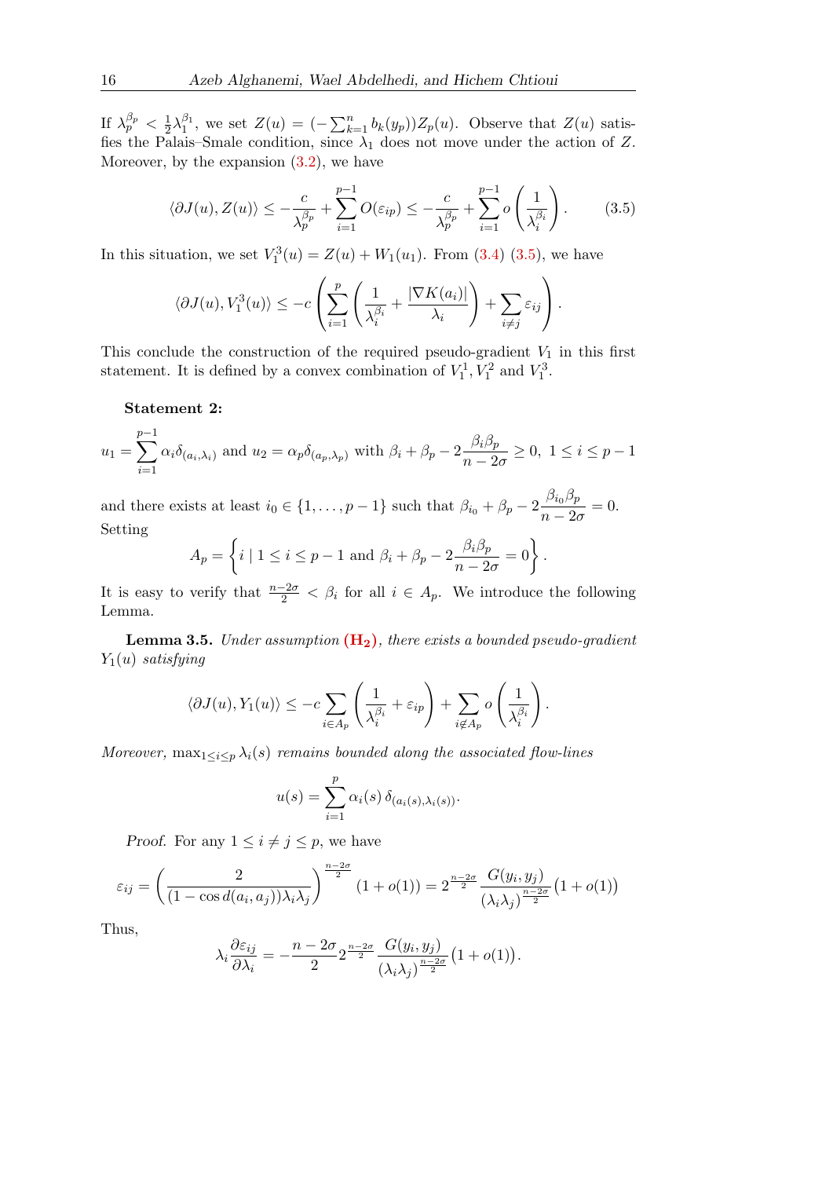If $\lambda_p^{\beta_p} < \frac{1}{2}\lambda_1^{\beta_1}$, we set $Z(u) = (-\sum_{k=1}^n b_k(y_p))Z_p(u)$. Observe that $Z(u)$ satisfies the Palais–Smale condition, since $\lambda_1$ does not move under the action of $Z$. Moreover, by the expansion (3.2), we have

$$\langle \partial J(u), Z(u)\rangle \leq -\frac{c}{\lambda_p^{\beta_p}} + \sum_{i=1}^{p-1} O(\varepsilon_{ip}) \leq -\frac{c}{\lambda_p^{\beta_p}} + \sum_{i=1}^{p-1} o\left(\frac{1}{\lambda_i^{\beta_i}}\right). \tag{3.5}$$

In this situation, we set $V_1^3(u) = Z(u) + W_1(u_1)$. From (3.4) (3.5), we have

$$\langle \partial J(u), V_1^3(u)\rangle \leq -c\left(\sum_{i=1}^{p}\left(\frac{1}{\lambda_i^{\beta_i}} + \frac{|\nabla K(a_i)|}{\lambda_i}\right) + \sum_{i\neq j}\varepsilon_{ij}\right).$$

This conclude the construction of the required pseudo-gradient $V_1$ in this first statement. It is defined by a convex combination of $V_1^1, V_1^2$ and $V_1^3$.

**Statement 2:**

$u_1 = \sum_{i=1}^{p-1}\alpha_i\delta_{(a_i,\lambda_i)}$ and $u_2 = \alpha_p\delta_{(a_p,\lambda_p)}$ with $\beta_i + \beta_p - 2\frac{\beta_i\beta_p}{n-2\sigma} \geq 0,\ 1 \leq i \leq p-1$

and there exists at least $i_0 \in \{1,\dots,p-1\}$ such that $\beta_{i_0} + \beta_p - 2\frac{\beta_{i_0}\beta_p}{n-2\sigma} = 0$.
Setting

$$A_p = \left\{ i \mid 1 \leq i \leq p-1 \text{ and } \beta_i + \beta_p - 2\frac{\beta_i\beta_p}{n-2\sigma} = 0\right\}.$$

It is easy to verify that $\frac{n-2\sigma}{2} < \beta_i$ for all $i \in A_p$. We introduce the following Lemma.

**Lemma 3.5.** *Under assumption* $\mathbf{(H_2)}$*, there exists a bounded pseudo-gradient* $Y_1(u)$ *satisfying*

$$\langle \partial J(u), Y_1(u)\rangle \leq -c\sum_{i\in A_p}\left(\frac{1}{\lambda_i^{\beta_i}} + \varepsilon_{ip}\right) + \sum_{i\notin A_p} o\left(\frac{1}{\lambda_i^{\beta_i}}\right).$$

*Moreover,* $\max_{1\leq i\leq p}\lambda_i(s)$ *remains bounded along the associated flow-lines*

$$u(s) = \sum_{i=1}^{p}\alpha_i(s)\,\delta_{(a_i(s),\lambda_i(s))}.$$

*Proof.* For any $1 \leq i \neq j \leq p$, we have

$$\varepsilon_{ij} = \left(\frac{2}{(1-\cos d(a_i,a_j))\lambda_i\lambda_j}\right)^{\frac{n-2\sigma}{2}}(1+o(1)) = 2^{\frac{n-2\sigma}{2}}\frac{G(y_i,y_j)}{(\lambda_i\lambda_j)^{\frac{n-2\sigma}{2}}}\big(1+o(1)\big)$$

Thus,

$$\lambda_i\frac{\partial\varepsilon_{ij}}{\partial\lambda_i} = -\frac{n-2\sigma}{2}2^{\frac{n-2\sigma}{2}}\frac{G(y_i,y_j)}{(\lambda_i\lambda_j)^{\frac{n-2\sigma}{2}}}\big(1+o(1)\big).$$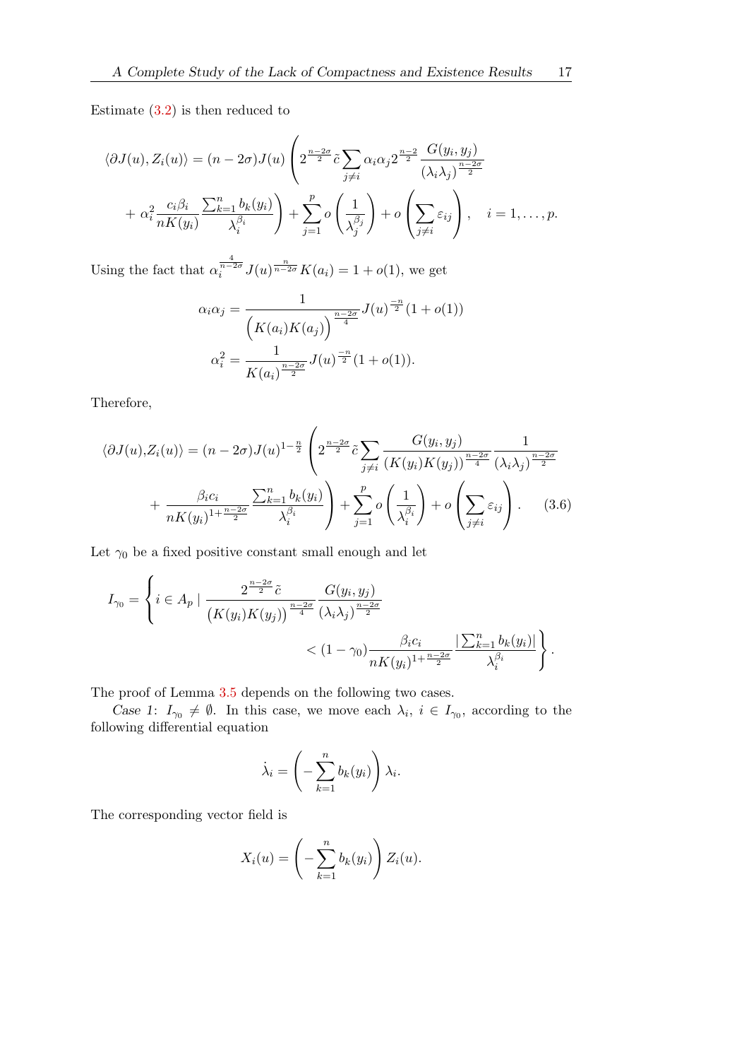Estimate (3.2) is then reduced to

$$\langle \partial J(u), Z_i(u)\rangle = (n-2\sigma)J(u)\left(2^{\frac{n-2\sigma}{2}}\tilde{c}\sum_{j\neq i}\alpha_i\alpha_j 2^{\frac{n-2}{2}}\frac{G(y_i,y_j)}{(\lambda_i\lambda_j)^{\frac{n-2\sigma}{2}}}\right.$$
$$\left. + \alpha_i^2\frac{c_i\beta_i}{nK(y_i)}\frac{\sum_{k=1}^n b_k(y_i)}{\lambda_i^{\beta_i}}\right) + \sum_{j=1}^p o\left(\frac{1}{\lambda_j^{\beta_j}}\right) + o\left(\sum_{j\neq i}\varepsilon_{ij}\right), \quad i=1,\dots,p.$$

Using the fact that $\alpha_i^{\frac{4}{n-2\sigma}}J(u)^{\frac{n}{n-2\sigma}}K(a_i) = 1+o(1)$, we get

$$\alpha_i\alpha_j = \frac{1}{\Big(K(a_i)K(a_j)\Big)^{\frac{n-2\sigma}{4}}}J(u)^{\frac{-n}{2}}(1+o(1))$$
$$\alpha_i^2 = \frac{1}{K(a_i)^{\frac{n-2\sigma}{2}}}J(u)^{\frac{-n}{2}}(1+o(1)).$$

Therefore,

$$\langle \partial J(u), Z_i(u)\rangle = (n-2\sigma)J(u)^{1-\frac{n}{2}}\left(2^{\frac{n-2\sigma}{2}}\tilde{c}\sum_{j\neq i}\frac{G(y_i,y_j)}{(K(y_i)K(y_j))^{\frac{n-2\sigma}{4}}}\frac{1}{(\lambda_i\lambda_j)^{\frac{n-2\sigma}{2}}}\right.$$
$$\left. + \frac{\beta_i c_i}{nK(y_i)^{1+\frac{n-2\sigma}{2}}}\frac{\sum_{k=1}^n b_k(y_i)}{\lambda_i^{\beta_i}}\right) + \sum_{j=1}^p o\left(\frac{1}{\lambda_i^{\beta_i}}\right) + o\left(\sum_{j\neq i}\varepsilon_{ij}\right). \qquad (3.6)$$

Let $\gamma_0$ be a fixed positive constant small enough and let

$$I_{\gamma_0} = \left\{ i\in A_p \mid \frac{2^{\frac{n-2\sigma}{2}}\tilde{c}}{\big(K(y_i)K(y_j)\big)^{\frac{n-2\sigma}{4}}}\frac{G(y_i,y_j)}{(\lambda_i\lambda_j)^{\frac{n-2\sigma}{2}}} < (1-\gamma_0)\frac{\beta_i c_i}{nK(y_i)^{1+\frac{n-2\sigma}{2}}}\frac{|\sum_{k=1}^n b_k(y_i)|}{\lambda_i^{\beta_i}}\right\}.$$

The proof of Lemma 3.5 depends on the following two cases.

*Case 1*: $I_{\gamma_0}\neq\emptyset$. In this case, we move each $\lambda_i$, $i\in I_{\gamma_0}$, according to the following differential equation

$$\dot{\lambda}_i = \left(-\sum_{k=1}^n b_k(y_i)\right)\lambda_i.$$

The corresponding vector field is

$$X_i(u) = \left(-\sum_{k=1}^n b_k(y_i)\right)Z_i(u).$$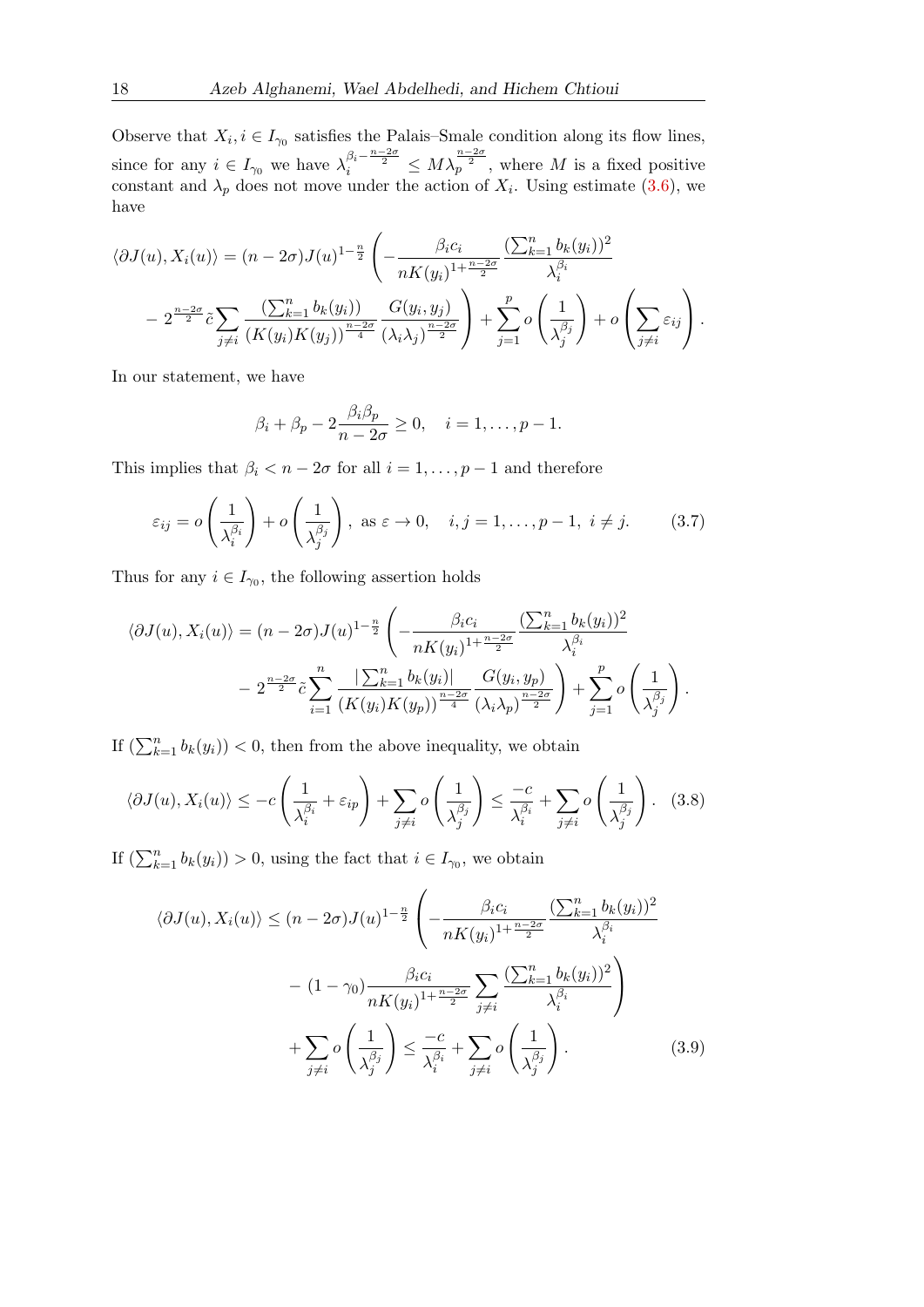Observe that $X_i, i \in I_{\gamma_0}$ satisfies the Palais–Smale condition along its flow lines, since for any $i \in I_{\gamma_0}$ we have $\lambda_i^{\beta_i - \frac{n-2\sigma}{2}} \leq M \lambda_p^{\frac{n-2\sigma}{2}}$, where $M$ is a fixed positive constant and $\lambda_p$ does not move under the action of $X_i$. Using estimate (3.6), we have

$$\langle \partial J(u), X_i(u) \rangle = (n-2\sigma) J(u)^{1-\frac{n}{2}} \left( - \frac{\beta_i c_i}{n K(y_i)^{1+\frac{n-2\sigma}{2}}} \frac{(\sum_{k=1}^n b_k(y_i))^2}{\lambda_i^{\beta_i}} \right.$$

$$\left. - 2^{\frac{n-2\sigma}{2}} \tilde{c} \sum_{j \neq i} \frac{(\sum_{k=1}^n b_k(y_i))}{(K(y_i)K(y_j))^{\frac{n-2\sigma}{4}}} \frac{G(y_i, y_j)}{(\lambda_i \lambda_j)^{\frac{n-2\sigma}{2}}} \right) + \sum_{j=1}^p o\left(\frac{1}{\lambda_j^{\beta_j}}\right) + o\left(\sum_{j \neq i} \varepsilon_{ij}\right).$$

In our statement, we have

$$\beta_i + \beta_p - 2\frac{\beta_i \beta_p}{n-2\sigma} \geq 0, \quad i = 1, \ldots, p-1.$$

This implies that $\beta_i < n - 2\sigma$ for all $i = 1, \ldots, p-1$ and therefore

$$\varepsilon_{ij} = o\left(\frac{1}{\lambda_i^{\beta_i}}\right) + o\left(\frac{1}{\lambda_j^{\beta_j}}\right), \text{ as } \varepsilon \to 0, \quad i, j = 1, \ldots, p-1, \ i \neq j. \tag{3.7}$$

Thus for any $i \in I_{\gamma_0}$, the following assertion holds

$$\langle \partial J(u), X_i(u) \rangle = (n-2\sigma) J(u)^{1-\frac{n}{2}} \left( - \frac{\beta_i c_i}{n K(y_i)^{1+\frac{n-2\sigma}{2}}} \frac{(\sum_{k=1}^n b_k(y_i))^2}{\lambda_i^{\beta_i}} \right.$$

$$\left. - 2^{\frac{n-2\sigma}{2}} \tilde{c} \sum_{i=1}^n \frac{|\sum_{k=1}^n b_k(y_i)|}{(K(y_i)K(y_p))^{\frac{n-2\sigma}{4}}} \frac{G(y_i, y_p)}{(\lambda_i \lambda_p)^{\frac{n-2\sigma}{2}}} \right) + \sum_{j=1}^p o\left(\frac{1}{\lambda_j^{\beta_j}}\right).$$

If $(\sum_{k=1}^n b_k(y_i)) < 0$, then from the above inequality, we obtain

$$\langle \partial J(u), X_i(u) \rangle \leq -c \left( \frac{1}{\lambda_i^{\beta_i}} + \varepsilon_{ip} \right) + \sum_{j \neq i} o\left(\frac{1}{\lambda_j^{\beta_j}}\right) \leq \frac{-c}{\lambda_i^{\beta_i}} + \sum_{j \neq i} o\left(\frac{1}{\lambda_j^{\beta_j}}\right). \tag{3.8}$$

If $(\sum_{k=1}^n b_k(y_i)) > 0$, using the fact that $i \in I_{\gamma_0}$, we obtain

$$\langle \partial J(u), X_i(u) \rangle \leq (n-2\sigma) J(u)^{1-\frac{n}{2}} \left( - \frac{\beta_i c_i}{n K(y_i)^{1+\frac{n-2\sigma}{2}}} \frac{(\sum_{k=1}^n b_k(y_i))^2}{\lambda_i^{\beta_i}} \right.$$

$$\left. - (1-\gamma_0) \frac{\beta_i c_i}{n K(y_i)^{1+\frac{n-2\sigma}{2}}} \sum_{j \neq i} \frac{(\sum_{k=1}^n b_k(y_i))^2}{\lambda_i^{\beta_i}} \right)$$

$$+ \sum_{j \neq i} o\left(\frac{1}{\lambda_j^{\beta_j}}\right) \leq \frac{-c}{\lambda_i^{\beta_i}} + \sum_{j \neq i} o\left(\frac{1}{\lambda_j^{\beta_j}}\right). \tag{3.9}$$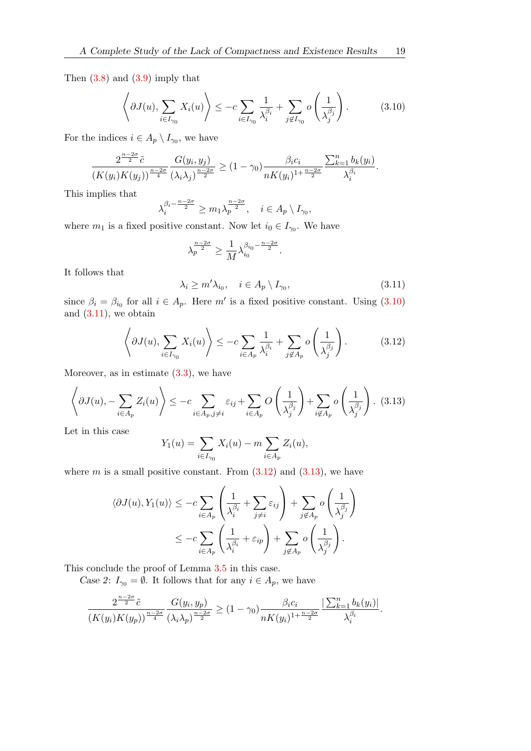Then (3.8) and (3.9) imply that

$$\left\langle \partial J(u), \sum_{i\in I_{\gamma_0}} X_i(u) \right\rangle \leq -c \sum_{i\in I_{\gamma_0}} \frac{1}{\lambda_i^{\beta_i}} + \sum_{j\notin I_{\gamma_0}} o\left(\frac{1}{\lambda_j^{\beta_j}}\right). \tag{3.10}$$

For the indices $i \in A_p \setminus I_{\gamma_0}$, we have

$$\frac{2^{\frac{n-2\sigma}{2}}\tilde{c}}{(K(y_i)K(y_j))^{\frac{n-2\sigma}{4}}} \frac{G(y_i, y_j)}{(\lambda_i\lambda_j)^{\frac{n-2\sigma}{2}}} \geq (1-\gamma_0)\frac{\beta_i c_i}{nK(y_i)^{1+\frac{n-2\sigma}{2}}} \frac{\sum_{k=1}^n b_k(y_i)}{\lambda_i^{\beta_i}}.$$

This implies that

$$\lambda_i^{\beta_i - \frac{n-2\sigma}{2}} \geq m_1 \lambda_p^{\frac{n-2\sigma}{2}}, \quad i \in A_p \setminus I_{\gamma_0},$$

where $m_1$ is a fixed positive constant. Now let $i_0 \in I_{\gamma_0}$. We have

$$\lambda_p^{\frac{n-2\sigma}{2}} \geq \frac{1}{M}\lambda_{i_0}^{\beta_{i_0} - \frac{n-2\sigma}{2}}.$$

It follows that

$$\lambda_i \geq m' \lambda_{i_0}, \quad i \in A_p \setminus I_{\gamma_0}, \tag{3.11}$$

since $\beta_i = \beta_{i_0}$ for all $i \in A_p$. Here $m'$ is a fixed positive constant. Using (3.10) and (3.11), we obtain

$$\left\langle \partial J(u), \sum_{i\in I_{\gamma_0}} X_i(u) \right\rangle \leq -c \sum_{i\in A_p} \frac{1}{\lambda_i^{\beta_i}} + \sum_{j\notin A_p} o\left(\frac{1}{\lambda_j^{\beta_j}}\right). \tag{3.12}$$

Moreover, as in estimate (3.3), we have

$$\left\langle \partial J(u), -\sum_{i\in A_p} Z_i(u) \right\rangle \leq -c \sum_{i\in A_p, j\neq i} \varepsilon_{ij} + \sum_{i\in A_p} O\left(\frac{1}{\lambda_j^{\beta_j}}\right) + \sum_{i\notin A_p} o\left(\frac{1}{\lambda_j^{\beta_j}}\right). \tag{3.13}$$

Let in this case

$$Y_1(u) = \sum_{i\in I_{\gamma_0}} X_i(u) - m \sum_{i\in A_p} Z_i(u),$$

where $m$ is a small positive constant. From (3.12) and (3.13), we have

$$\begin{aligned}
\langle \partial J(u), Y_1(u)\rangle &\leq -c \sum_{i\in A_p}\left(\frac{1}{\lambda_i^{\beta_i}} + \sum_{j\neq i}\varepsilon_{ij}\right) + \sum_{j\notin A_p} o\left(\frac{1}{\lambda_j^{\beta_j}}\right) \\
&\leq -c \sum_{i\in A_p}\left(\frac{1}{\lambda_i^{\beta_i}} + \varepsilon_{ip}\right) + \sum_{j\notin A_p} o\left(\frac{1}{\lambda_j^{\beta_j}}\right).
\end{aligned}$$

This conclude the proof of Lemma 3.5 in this case.

*Case 2*: $I_{\gamma_0} = \emptyset$. It follows that for any $i \in A_p$, we have

$$\frac{2^{\frac{n-2\sigma}{2}}\tilde{c}}{(K(y_i)K(y_p))^{\frac{n-2\sigma}{4}}} \frac{G(y_i, y_p)}{(\lambda_i\lambda_p)^{\frac{n-2\sigma}{2}}} \geq (1-\gamma_0)\frac{\beta_i c_i}{nK(y_i)^{1+\frac{n-2\sigma}{2}}} \frac{|\sum_{k=1}^n b_k(y_i)|}{\lambda_i^{\beta_i}}.$$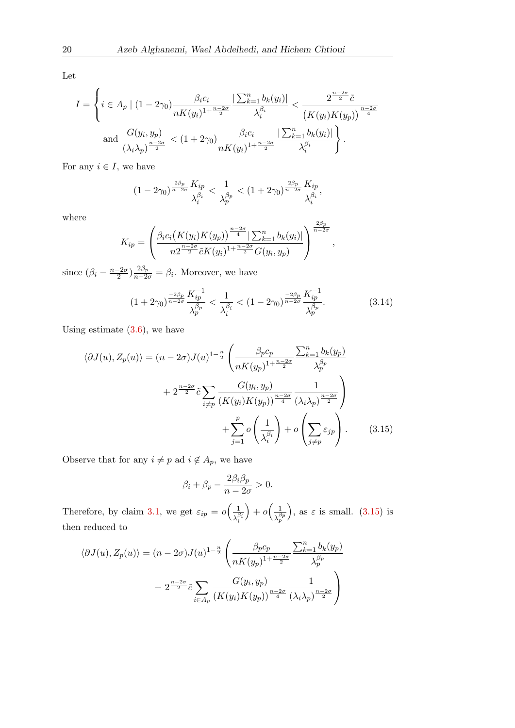Let

$$I = \Bigg\{ i \in A_p \mid (1-2\gamma_0)\frac{\beta_i c_i}{nK(y_i)^{1+\frac{n-2\sigma}{2}}}\frac{|\sum_{k=1}^n b_k(y_i)|}{\lambda_i^{\beta_i}} < \frac{2^{\frac{n-2\sigma}{2}}\tilde{c}}{\big(K(y_i)K(y_p)\big)^{\frac{n-2\sigma}{4}}}$$

$$\text{and } \frac{G(y_i,y_p)}{(\lambda_i\lambda_p)^{\frac{n-2\sigma}{2}}} < (1+2\gamma_0)\frac{\beta_i c_i}{nK(y_i)^{1+\frac{n-2\sigma}{2}}}\frac{|\sum_{k=1}^n b_k(y_i)|}{\lambda_i^{\beta_i}} \Bigg\}.$$

For any $i \in I$, we have

$$(1-2\gamma_0)^{\frac{2\beta_p}{n-2\sigma}}\frac{K_{ip}}{\lambda_i^{\beta_i}} < \frac{1}{\lambda_p^{\beta_p}} < (1+2\gamma_0)^{\frac{2\beta_p}{n-2\sigma}}\frac{K_{ip}}{\lambda_i^{\beta_i}},$$

where

$$K_{ip} = \left(\frac{\beta_i c_i\big(K(y_i)K(y_p)\big)^{\frac{n-2\sigma}{4}}|\sum_{k=1}^n b_k(y_i)|}{n2^{\frac{n-2\sigma}{2}}\tilde{c}K(y_i)^{1+\frac{n-2\sigma}{2}}G(y_i,y_p)}\right)^{\frac{2\beta_p}{n-2\sigma}},$$

since $(\beta_i - \frac{n-2\sigma}{2})\frac{2\beta_p}{n-2\sigma} = \beta_i$. Moreover, we have

$$(1+2\gamma_0)^{\frac{-2\beta_p}{n-2\sigma}}\frac{K_{ip}^{-1}}{\lambda_p^{\beta_p}} < \frac{1}{\lambda_i^{\beta_i}} < (1-2\gamma_0)^{\frac{-2\beta_p}{n-2\sigma}}\frac{K_{ip}^{-1}}{\lambda_p^{\beta_p}}. \tag{3.14}$$

Using estimate (3.6), we have

$$\begin{aligned}\langle \partial J(u), Z_p(u)\rangle = (n-2\sigma)J(u)^{1-\frac{n}{2}} \Bigg( &\frac{\beta_p c_p}{nK(y_p)^{1+\frac{n-2\sigma}{2}}}\frac{\sum_{k=1}^n b_k(y_p)}{\lambda_p^{\beta_p}} \\ &+ 2^{\frac{n-2\sigma}{2}}\tilde{c}\sum_{i\neq p}\frac{G(y_i,y_p)}{(K(y_i)K(y_p))^{\frac{n-2\sigma}{4}}}\frac{1}{(\lambda_i\lambda_p)^{\frac{n-2\sigma}{2}}}\Bigg) \\ &+ \sum_{j=1}^p o\left(\frac{1}{\lambda_i^{\beta_i}}\right) + o\left(\sum_{j\neq p}\varepsilon_{jp}\right). \end{aligned} \tag{3.15}$$

Observe that for any $i \neq p$ ad $i \notin A_p$, we have

$$\beta_i + \beta_p - \frac{2\beta_i\beta_p}{n-2\sigma} > 0.$$

Therefore, by claim 3.1, we get $\varepsilon_{ip} = o\Big(\frac{1}{\lambda_i^{\beta_i}}\Big) + o\Big(\frac{1}{\lambda_p^{\beta_p}}\Big)$, as $\varepsilon$ is small. (3.15) is then reduced to

$$\begin{aligned}\langle \partial J(u), Z_p(u)\rangle = (n-2\sigma)J(u)^{1-\frac{n}{2}} \Bigg( &\frac{\beta_p c_p}{nK(y_p)^{1+\frac{n-2\sigma}{2}}}\frac{\sum_{k=1}^n b_k(y_p)}{\lambda_p^{\beta_p}} \\ &+ 2^{\frac{n-2\sigma}{2}}\tilde{c}\sum_{i\in A_p}\frac{G(y_i,y_p)}{(K(y_i)K(y_p))^{\frac{n-2\sigma}{4}}}\frac{1}{(\lambda_i\lambda_p)^{\frac{n-2\sigma}{2}}}\Bigg)\end{aligned}$$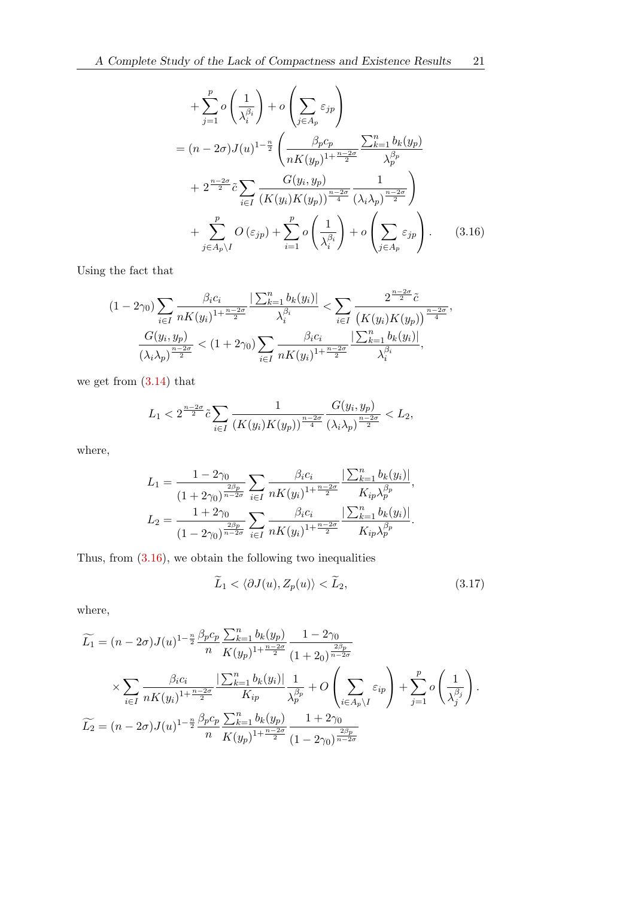$$
\begin{aligned}
&+\sum_{j=1}^{p} o\left(\frac{1}{\lambda_i^{\beta_i}}\right)+o\left(\sum_{j\in A_p}\varepsilon_{jp}\right)\\
&=(n-2\sigma)J(u)^{1-\frac{n}{2}}\left(\frac{\beta_p c_p}{nK(y_p)^{1+\frac{n-2\sigma}{2}}}\frac{\sum_{k=1}^n b_k(y_p)}{\lambda_p^{\beta_p}}\right.\\
&\quad\left.+2^{\frac{n-2\sigma}{2}}\tilde{c}\sum_{i\in I}\frac{G(y_i,y_p)}{(K(y_i)K(y_p))^{\frac{n-2\sigma}{4}}}\frac{1}{(\lambda_i\lambda_p)^{\frac{n-2\sigma}{2}}}\right)\\
&\quad+\sum_{j\in A_p\setminus I}^{p} O\left(\varepsilon_{jp}\right)+\sum_{i=1}^{p} o\left(\frac{1}{\lambda_i^{\beta_i}}\right)+o\left(\sum_{j\in A_p}\varepsilon_{jp}\right). \qquad (3.16)
\end{aligned}
$$

Using the fact that

$$
(1-2\gamma_0)\sum_{i\in I}\frac{\beta_i c_i}{nK(y_i)^{1+\frac{n-2\sigma}{2}}}\frac{|\sum_{k=1}^n b_k(y_i)|}{\lambda_i^{\beta_i}}<\sum_{i\in I}\frac{2^{\frac{n-2\sigma}{2}}\tilde{c}}{(K(y_i)K(y_p))^{\frac{n-2\sigma}{4}}},
$$

$$
\frac{G(y_i,y_p)}{(\lambda_i\lambda_p)^{\frac{n-2\sigma}{2}}}<(1+2\gamma_0)\sum_{i\in I}\frac{\beta_i c_i}{nK(y_i)^{1+\frac{n-2\sigma}{2}}}\frac{|\sum_{k=1}^n b_k(y_i)|}{\lambda_i^{\beta_i}},
$$

we get from (3.14) that

$$
L_1<2^{\frac{n-2\sigma}{2}}\tilde{c}\sum_{i\in I}\frac{1}{(K(y_i)K(y_p))^{\frac{n-2\sigma}{4}}}\frac{G(y_i,y_p)}{(\lambda_i\lambda_p)^{\frac{n-2\sigma}{2}}}<L_2,
$$

where,

$$
L_1=\frac{1-2\gamma_0}{(1+2\gamma_0)^{\frac{2\beta_p}{n-2\sigma}}}\sum_{i\in I}\frac{\beta_i c_i}{nK(y_i)^{1+\frac{n-2\sigma}{2}}}\frac{|\sum_{k=1}^n b_k(y_i)|}{K_{ip}\lambda_p^{\beta_p}},
$$

$$
L_2=\frac{1+2\gamma_0}{(1-2\gamma_0)^{\frac{2\beta_p}{n-2\sigma}}}\sum_{i\in I}\frac{\beta_i c_i}{nK(y_i)^{1+\frac{n-2\sigma}{2}}}\frac{|\sum_{k=1}^n b_k(y_i)|}{K_{ip}\lambda_p^{\beta_p}}.
$$

Thus, from (3.16), we obtain the following two inequalities

$$
\widetilde{L_1}<\langle\partial J(u),Z_p(u)\rangle<\widetilde{L_2}, \qquad (3.17)
$$

where,

$$
\begin{aligned}
\widetilde{L_1}&=(n-2\sigma)J(u)^{1-\frac{n}{2}}\frac{\beta_p c_p}{n}\frac{\sum_{k=1}^n b_k(y_p)}{K(y_p)^{1+\frac{n-2\sigma}{2}}}\frac{1-2\gamma_0}{(1+2_0)^{\frac{2\beta_p}{n-2\sigma}}}\\
&\quad\times\sum_{i\in I}\frac{\beta_i c_i}{nK(y_i)^{1+\frac{n-2\sigma}{2}}}\frac{|\sum_{k=1}^n b_k(y_i)|}{K_{ip}}\frac{1}{\lambda_p^{\beta_p}}+O\left(\sum_{i\in A_p\setminus I}\varepsilon_{ip}\right)+\sum_{j=1}^{p}o\left(\frac{1}{\lambda_j^{\beta_j}}\right).\\
\widetilde{L_2}&=(n-2\sigma)J(u)^{1-\frac{n}{2}}\frac{\beta_p c_p}{n}\frac{\sum_{k=1}^n b_k(y_p)}{K(y_p)^{1+\frac{n-2\sigma}{2}}}\frac{1+2\gamma_0}{(1-2\gamma_0)^{\frac{2\beta_p}{n-2\sigma}}}
\end{aligned}
$$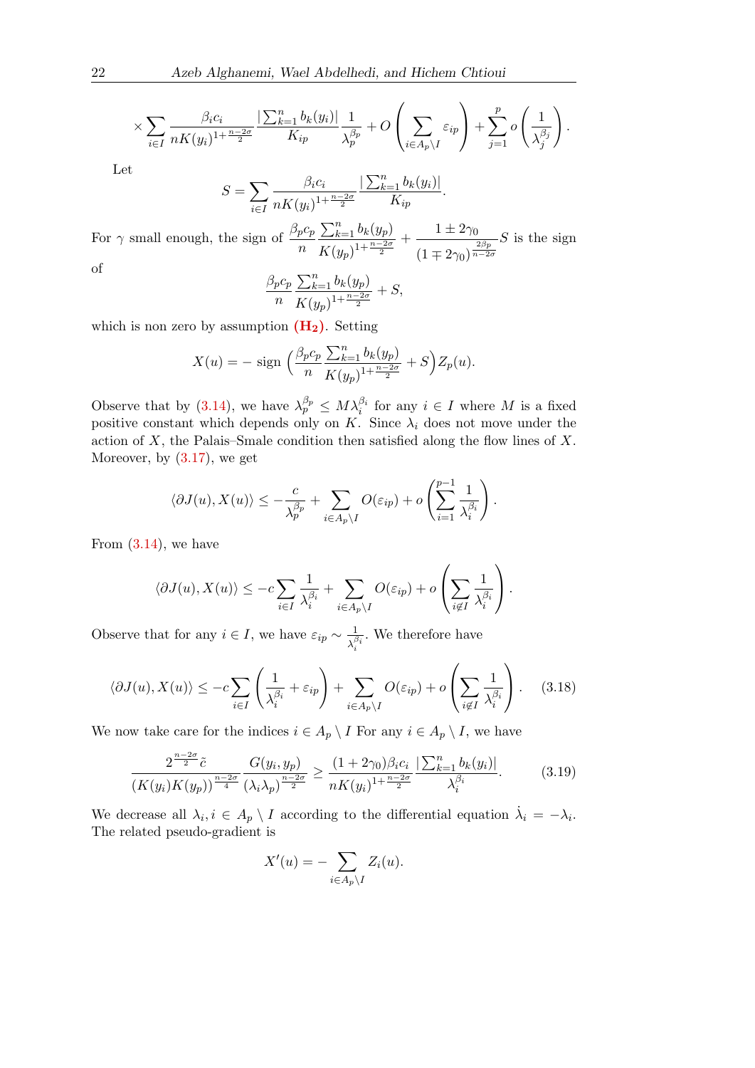$$\times \sum_{i\in I} \frac{\beta_i c_i}{nK(y_i)^{1+\frac{n-2\sigma}{2}}} \frac{|\sum_{k=1}^n b_k(y_i)|}{K_{ip}} \frac{1}{\lambda_p^{\beta_p}} + O\left(\sum_{i\in A_p\setminus I} \varepsilon_{ip}\right) + \sum_{j=1}^{p} o\left(\frac{1}{\lambda_j^{\beta_j}}\right).$$

Let

$$S = \sum_{i\in I} \frac{\beta_i c_i}{nK(y_i)^{1+\frac{n-2\sigma}{2}}} \frac{|\sum_{k=1}^n b_k(y_i)|}{K_{ip}}.$$

For $\gamma$ small enough, the sign of $\dfrac{\beta_p c_p}{n} \dfrac{\sum_{k=1}^n b_k(y_p)}{K(y_p)^{1+\frac{n-2\sigma}{2}}} + \dfrac{1 \pm 2\gamma_0}{(1 \mp 2\gamma_0)^{\frac{2\beta_p}{n-2\sigma}}} S$ is the sign of

$$\frac{\beta_p c_p}{n} \frac{\sum_{k=1}^n b_k(y_p)}{K(y_p)^{1+\frac{n-2\sigma}{2}}} + S,$$

which is non zero by assumption **$(H_2)$**. Setting

$$X(u) = -\ \text{sign}\ \Big(\frac{\beta_p c_p}{n} \frac{\sum_{k=1}^n b_k(y_p)}{K(y_p)^{1+\frac{n-2\sigma}{2}}} + S\Big) Z_p(u).$$

Observe that by (3.14), we have $\lambda_p^{\beta_p} \leq M \lambda_i^{\beta_i}$ for any $i \in I$ where $M$ is a fixed positive constant which depends only on $K$. Since $\lambda_i$ does not move under the action of $X$, the Palais–Smale condition then satisfied along the flow lines of $X$. Moreover, by (3.17), we get

$$\langle \partial J(u), X(u)\rangle \leq -\frac{c}{\lambda_p^{\beta_p}} + \sum_{i\in A_p\setminus I} O(\varepsilon_{ip}) + o\left(\sum_{i=1}^{p-1} \frac{1}{\lambda_i^{\beta_i}}\right).$$

From (3.14), we have

$$\langle \partial J(u), X(u)\rangle \leq -c\sum_{i\in I} \frac{1}{\lambda_i^{\beta_i}} + \sum_{i\in A_p\setminus I} O(\varepsilon_{ip}) + o\left(\sum_{i\notin I} \frac{1}{\lambda_i^{\beta_i}}\right).$$

Observe that for any $i \in I$, we have $\varepsilon_{ip} \sim \frac{1}{\lambda_i^{\beta_i}}$. We therefore have

$$\langle \partial J(u), X(u)\rangle \leq -c\sum_{i\in I} \left(\frac{1}{\lambda_i^{\beta_i}} + \varepsilon_{ip}\right) + \sum_{i\in A_p\setminus I} O(\varepsilon_{ip}) + o\left(\sum_{i\notin I} \frac{1}{\lambda_i^{\beta_i}}\right). \tag{3.18}$$

We now take care for the indices $i \in A_p \setminus I$ For any $i \in A_p \setminus I$, we have

$$\frac{2^{\frac{n-2\sigma}{2}}\tilde{c}}{(K(y_i)K(y_p))^{\frac{n-2\sigma}{4}}} \frac{G(y_i, y_p)}{(\lambda_i \lambda_p)^{\frac{n-2\sigma}{2}}} \geq \frac{(1+2\gamma_0)\beta_i c_i}{nK(y_i)^{1+\frac{n-2\sigma}{2}}} \frac{|\sum_{k=1}^n b_k(y_i)|}{\lambda_i^{\beta_i}}. \tag{3.19}$$

We decrease all $\lambda_i, i \in A_p \setminus I$ according to the differential equation $\dot{\lambda_i} = -\lambda_i$. The related pseudo-gradient is

$$X'(u) = -\sum_{i\in A_p\setminus I} Z_i(u).$$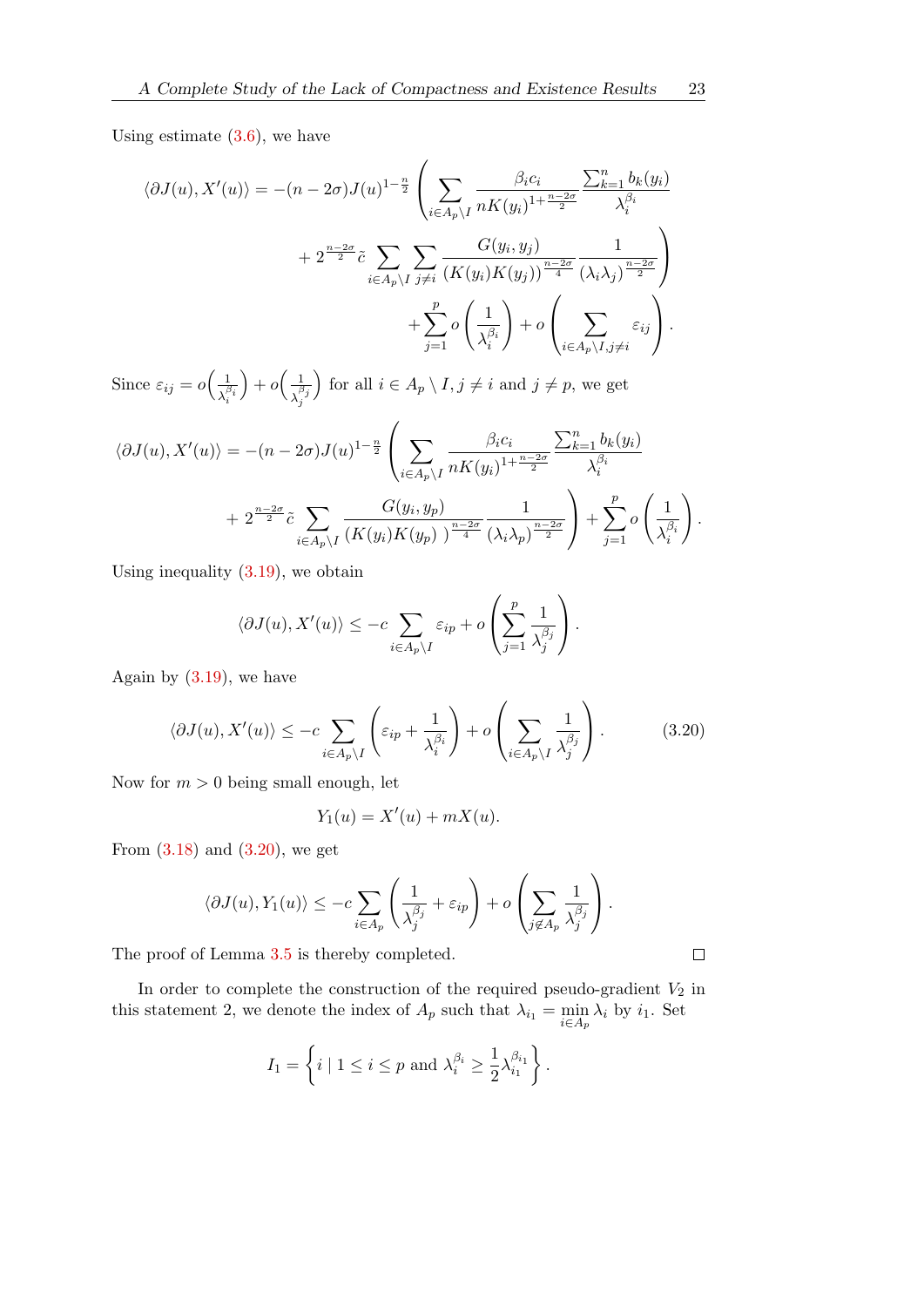Using estimate (3.6), we have

$$
\begin{aligned}
\langle \partial J(u), X'(u)\rangle = -(n-2\sigma)J(u)^{1-\frac{n}{2}} \Bigg( &\sum_{i\in A_p\setminus I} \frac{\beta_i c_i}{nK(y_i)^{1+\frac{n-2\sigma}{2}}} \frac{\sum_{k=1}^n b_k(y_i)}{\lambda_i^{\beta_i}} \\
&+ 2^{\frac{n-2\sigma}{2}} \tilde{c} \sum_{i\in A_p\setminus I} \sum_{j\neq i} \frac{G(y_i,y_j)}{(K(y_i)K(y_j))^{\frac{n-2\sigma}{4}}} \frac{1}{(\lambda_i\lambda_j)^{\frac{n-2\sigma}{2}}} \Bigg) \\
&+ \sum_{j=1}^p o\left(\frac{1}{\lambda_i^{\beta_i}}\right) + o\left(\sum_{i\in A_p\setminus I, j\neq i} \varepsilon_{ij}\right).
\end{aligned}
$$

Since $\varepsilon_{ij} = o\Big(\frac{1}{\lambda_i^{\beta_i}}\Big) + o\Big(\frac{1}{\lambda_j^{\beta_j}}\Big)$ for all $i \in A_p \setminus I, j \neq i$ and $j \neq p$, we get

$$
\begin{aligned}
\langle \partial J(u), X'(u)\rangle = -(n-2\sigma)J(u)^{1-\frac{n}{2}} \Bigg( &\sum_{i\in A_p\setminus I} \frac{\beta_i c_i}{nK(y_i)^{1+\frac{n-2\sigma}{2}}} \frac{\sum_{k=1}^n b_k(y_i)}{\lambda_i^{\beta_i}} \\
&+ 2^{\frac{n-2\sigma}{2}} \tilde{c} \sum_{i\in A_p\setminus I} \frac{G(y_i,y_p)}{(K(y_i)K(y_p)\,)^{\frac{n-2\sigma}{4}}} \frac{1}{(\lambda_i\lambda_p)^{\frac{n-2\sigma}{2}}} \Bigg) + \sum_{j=1}^p o\left(\frac{1}{\lambda_i^{\beta_i}}\right).
\end{aligned}
$$

Using inequality (3.19), we obtain

$$
\langle \partial J(u), X'(u)\rangle \leq -c \sum_{i\in A_p\setminus I} \varepsilon_{ip} + o\left(\sum_{j=1}^p \frac{1}{\lambda_j^{\beta_j}}\right).
$$

Again by (3.19), we have

$$
\langle \partial J(u), X'(u)\rangle \leq -c \sum_{i\in A_p\setminus I} \left(\varepsilon_{ip} + \frac{1}{\lambda_i^{\beta_i}}\right) + o\left(\sum_{i\in A_p\setminus I} \frac{1}{\lambda_j^{\beta_j}}\right). \tag{3.20}
$$

Now for $m > 0$ being small enough, let

$$
Y_1(u) = X'(u) + mX(u).
$$

From (3.18) and (3.20), we get

$$
\langle \partial J(u), Y_1(u)\rangle \leq -c \sum_{i\in A_p} \left(\frac{1}{\lambda_j^{\beta_j}} + \varepsilon_{ip}\right) + o\left(\sum_{j\notin A_p} \frac{1}{\lambda_j^{\beta_j}}\right).
$$

The proof of Lemma 3.5 is thereby completed. $\square$

In order to complete the construction of the required pseudo-gradient $V_2$ in this statement 2, we denote the index of $A_p$ such that $\lambda_{i_1} = \min_{i\in A_p} \lambda_i$ by $i_1$. Set

$$
I_1 = \left\{ i \mid 1 \leq i \leq p \text{ and } \lambda_i^{\beta_i} \geq \frac{1}{2}\lambda_{i_1}^{\beta_{i_1}} \right\}.
$$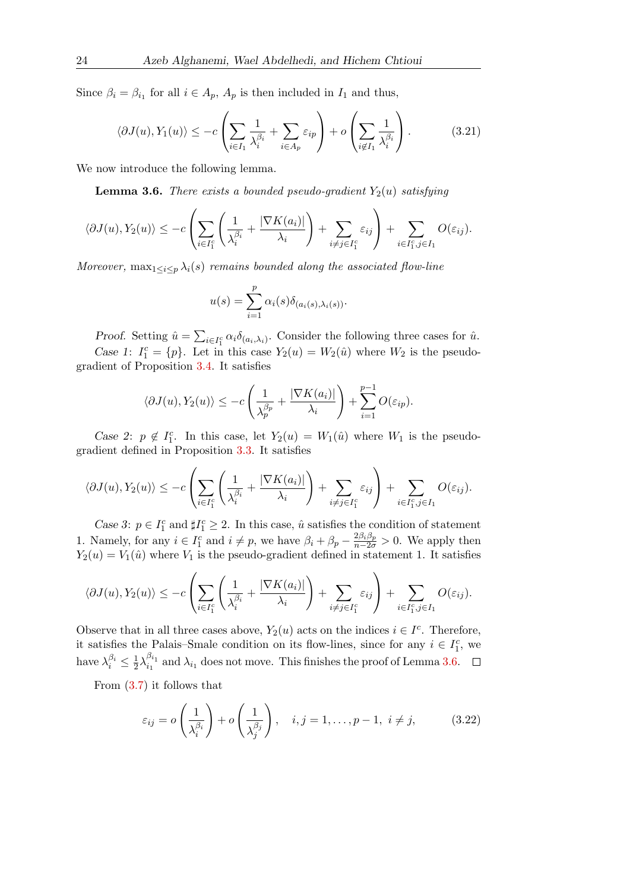Since $\beta_i = \beta_{i_1}$ for all $i \in A_p$, $A_p$ is then included in $I_1$ and thus,

$$\langle \partial J(u), Y_1(u)\rangle \leq -c\left(\sum_{i\in I_1}\frac{1}{\lambda_i^{\beta_i}} + \sum_{i\in A_p}\varepsilon_{ip}\right) + o\left(\sum_{i\notin I_1}\frac{1}{\lambda_i^{\beta_i}}\right). \tag{3.21}$$

We now introduce the following lemma.

**Lemma 3.6.** *There exists a bounded pseudo-gradient $Y_2(u)$ satisfying*

$$\langle \partial J(u), Y_2(u)\rangle \leq -c\left(\sum_{i\in I_1^c}\left(\frac{1}{\lambda_i^{\beta_i}} + \frac{|\nabla K(a_i)|}{\lambda_i}\right) + \sum_{i\neq j\in I_1^c}\varepsilon_{ij}\right) + \sum_{i\in I_1^c, j\in I_1} O(\varepsilon_{ij}).$$

*Moreover,* $\max_{1\leq i\leq p}\lambda_i(s)$ *remains bounded along the associated flow-line*

$$u(s) = \sum_{i=1}^{p}\alpha_i(s)\delta_{(a_i(s),\lambda_i(s))}.$$

*Proof.* Setting $\hat{u} = \sum_{i\in I_1^c}\alpha_i\delta_{(a_i,\lambda_i)}$. Consider the following three cases for $\hat{u}$.

*Case 1*: $I_1^c = \{p\}$. Let in this case $Y_2(u) = W_2(\hat{u})$ where $W_2$ is the pseudo-gradient of Proposition 3.4. It satisfies

$$\langle \partial J(u), Y_2(u)\rangle \leq -c\left(\frac{1}{\lambda_p^{\beta_p}} + \frac{|\nabla K(a_i)|}{\lambda_i}\right) + \sum_{i=1}^{p-1} O(\varepsilon_{ip}).$$

*Case 2*: $p \notin I_1^c$. In this case, let $Y_2(u) = W_1(\hat{u})$ where $W_1$ is the pseudo-gradient defined in Proposition 3.3. It satisfies

$$\langle \partial J(u), Y_2(u)\rangle \leq -c\left(\sum_{i\in I_1^c}\left(\frac{1}{\lambda_i^{\beta_i}} + \frac{|\nabla K(a_i)|}{\lambda_i}\right) + \sum_{i\neq j\in I_1^c}\varepsilon_{ij}\right) + \sum_{i\in I_1^c, j\in I_1} O(\varepsilon_{ij}).$$

*Case 3*: $p \in I_1^c$ and $\sharp I_1^c \geq 2$. In this case, $\hat{u}$ satisfies the condition of statement 1. Namely, for any $i \in I_1^c$ and $i \neq p$, we have $\beta_i + \beta_p - \frac{2\beta_i\beta_p}{n-2\sigma} > 0$. We apply then $Y_2(u) = V_1(\hat{u})$ where $V_1$ is the pseudo-gradient defined in statement 1. It satisfies

$$\langle \partial J(u), Y_2(u)\rangle \leq -c\left(\sum_{i\in I_1^c}\left(\frac{1}{\lambda_i^{\beta_i}} + \frac{|\nabla K(a_i)|}{\lambda_i}\right) + \sum_{i\neq j\in I_1^c}\varepsilon_{ij}\right) + \sum_{i\in I_1^c, j\in I_1} O(\varepsilon_{ij}).$$

Observe that in all three cases above, $Y_2(u)$ acts on the indices $i \in I^c$. Therefore, it satisfies the Palais–Smale condition on its flow-lines, since for any $i \in I_1^c$, we have $\lambda_i^{\beta_i} \leq \frac{1}{2}\lambda_{i_1}^{\beta_{i_1}}$ and $\lambda_{i_1}$ does not move. This finishes the proof of Lemma 3.6. $\square$

From (3.7) it follows that

$$\varepsilon_{ij} = o\left(\frac{1}{\lambda_i^{\beta_i}}\right) + o\left(\frac{1}{\lambda_j^{\beta_j}}\right), \quad i,j = 1,\ldots,p-1,\ i\neq j, \tag{3.22}$$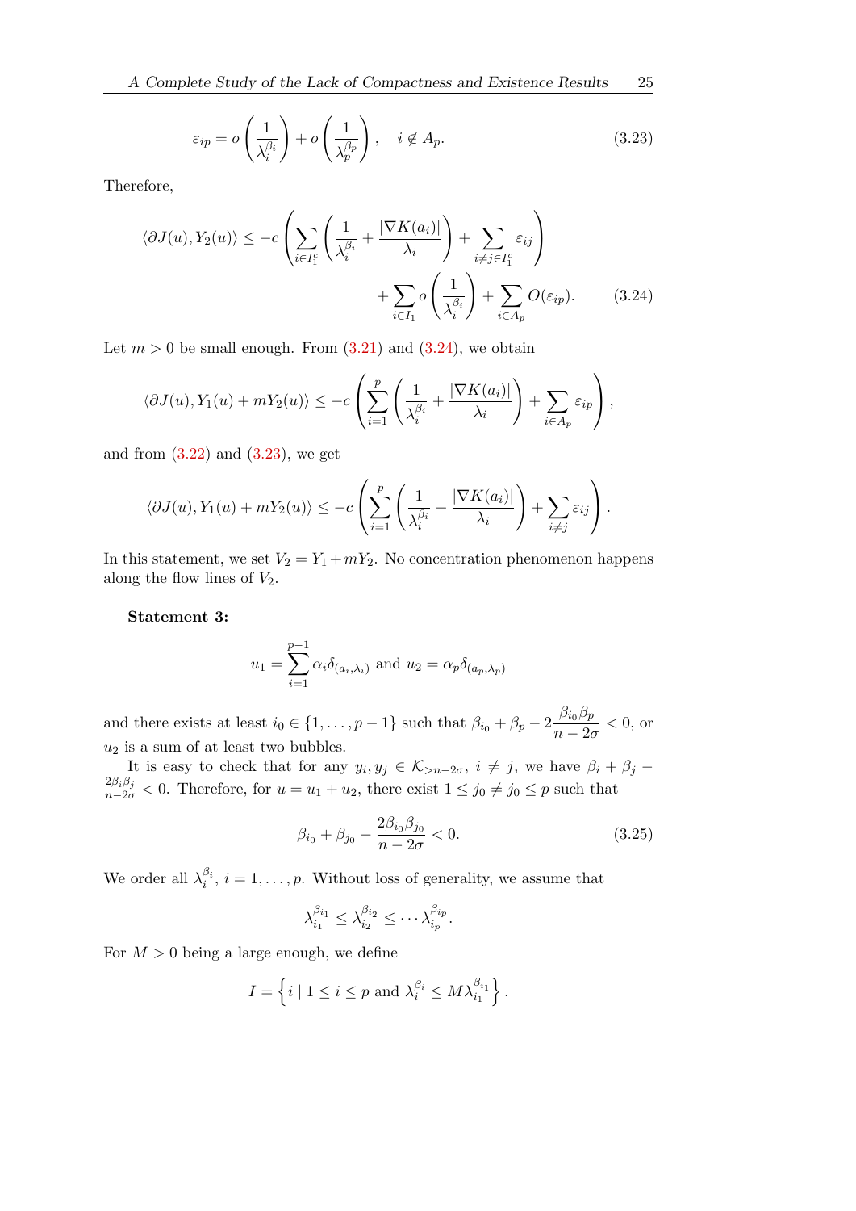$$\varepsilon_{ip} = o\left(\frac{1}{\lambda_i^{\beta_i}}\right) + o\left(\frac{1}{\lambda_p^{\beta_p}}\right), \quad i \notin A_p. \tag{3.23}$$

Therefore,

$$\langle \partial J(u), Y_2(u)\rangle \leq -c\left(\sum_{i\in I_1^c}\left(\frac{1}{\lambda_i^{\beta_i}} + \frac{|\nabla K(a_i)|}{\lambda_i}\right) + \sum_{i\neq j\in I_1^c}\varepsilon_{ij}\right) + \sum_{i\in I_1} o\left(\frac{1}{\lambda_i^{\beta_i}}\right) + \sum_{i\in A_p} O(\varepsilon_{ip}). \tag{3.24}$$

Let $m > 0$ be small enough. From (3.21) and (3.24), we obtain

$$\langle \partial J(u), Y_1(u) + mY_2(u)\rangle \leq -c\left(\sum_{i=1}^{p}\left(\frac{1}{\lambda_i^{\beta_i}} + \frac{|\nabla K(a_i)|}{\lambda_i}\right) + \sum_{i\in A_p}\varepsilon_{ip}\right),$$

and from (3.22) and (3.23), we get

$$\langle \partial J(u), Y_1(u) + mY_2(u)\rangle \leq -c\left(\sum_{i=1}^{p}\left(\frac{1}{\lambda_i^{\beta_i}} + \frac{|\nabla K(a_i)|}{\lambda_i}\right) + \sum_{i\neq j}\varepsilon_{ij}\right).$$

In this statement, we set $V_2 = Y_1 + mY_2$. No concentration phenomenon happens along the flow lines of $V_2$.

**Statement 3:**

$$u_1 = \sum_{i=1}^{p-1}\alpha_i\delta_{(a_i,\lambda_i)} \text{ and } u_2 = \alpha_p\delta_{(a_p,\lambda_p)}$$

and there exists at least $i_0 \in \{1,\ldots,p-1\}$ such that $\beta_{i_0} + \beta_p - 2\dfrac{\beta_{i_0}\beta_p}{n-2\sigma} < 0$, or $u_2$ is a sum of at least two bubbles.

It is easy to check that for any $y_i, y_j \in \mathcal{K}_{>n-2\sigma}$, $i \neq j$, we have $\beta_i + \beta_j - \frac{2\beta_i\beta_j}{n-2\sigma} < 0$. Therefore, for $u = u_1 + u_2$, there exist $1 \leq j_0 \neq j_0 \leq p$ such that

$$\beta_{i_0} + \beta_{j_0} - \frac{2\beta_{i_0}\beta_{j_0}}{n-2\sigma} < 0. \tag{3.25}$$

We order all $\lambda_i^{\beta_i}$, $i = 1,\ldots,p$. Without loss of generality, we assume that

$$\lambda_{i_1}^{\beta_{i_1}} \leq \lambda_{i_2}^{\beta_{i_2}} \leq \cdots \lambda_{i_p}^{\beta_{i_p}}.$$

For $M > 0$ being a large enough, we define

$$I = \left\{ i \mid 1 \leq i \leq p \text{ and } \lambda_i^{\beta_i} \leq M\lambda_{i_1}^{\beta_{i_1}} \right\}.$$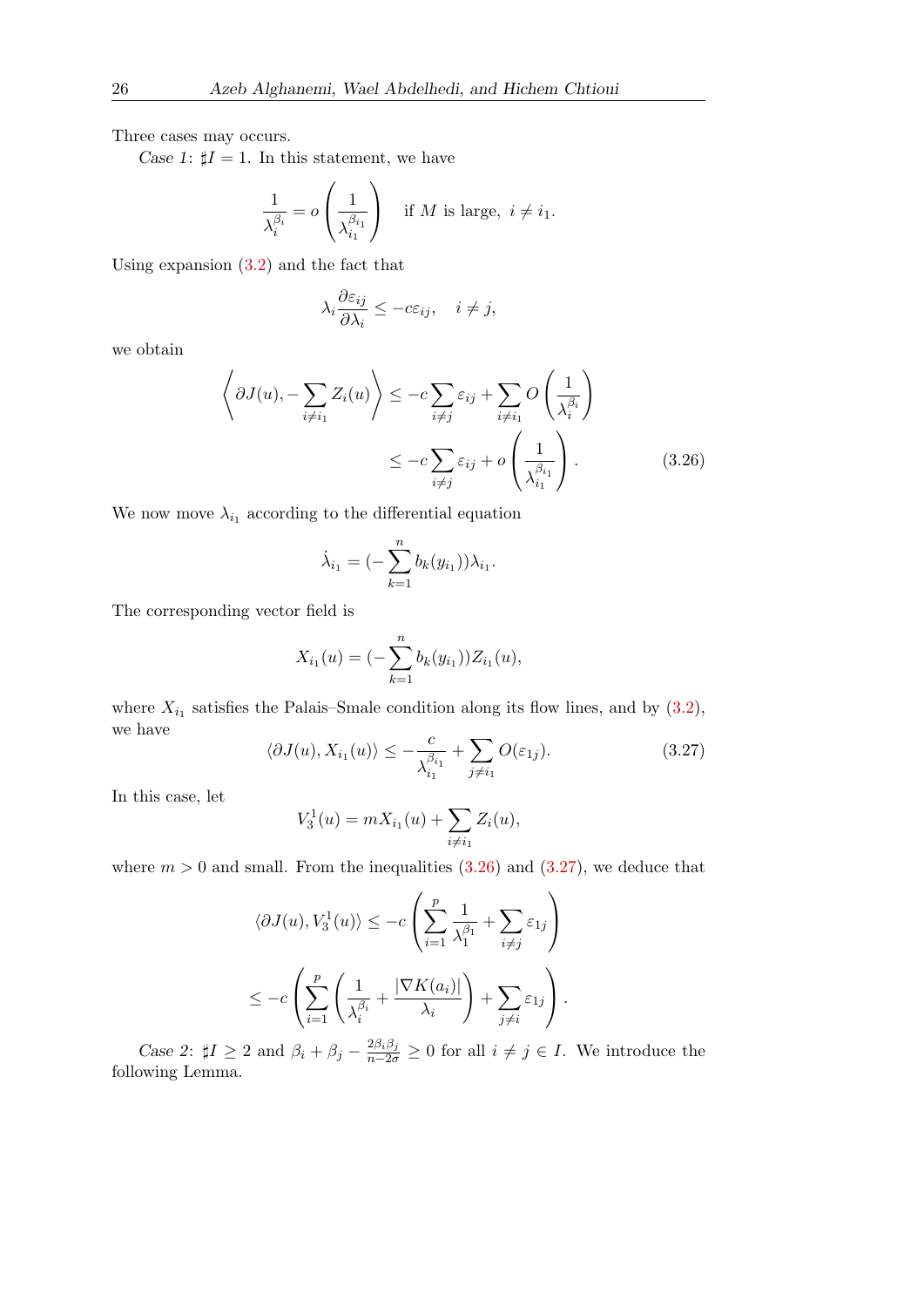Three cases may occurs.

*Case 1*: $\sharp I = 1$. In this statement, we have

$$\frac{1}{\lambda_i^{\beta_i}} = o\left(\frac{1}{\lambda_{i_1}^{\beta_{i_1}}}\right) \quad \text{if } M \text{ is large, } i \neq i_1.$$

Using expansion (3.2) and the fact that

$$\lambda_i \frac{\partial \varepsilon_{ij}}{\partial \lambda_i} \leq -c\varepsilon_{ij}, \quad i \neq j,$$

we obtain

$$\begin{aligned}
\left\langle \partial J(u), -\sum_{i \neq i_1} Z_i(u) \right\rangle &\leq -c\sum_{i \neq j} \varepsilon_{ij} + \sum_{i \neq i_1} O\left(\frac{1}{\lambda_i^{\beta_i}}\right) \\
&\leq -c\sum_{i \neq j} \varepsilon_{ij} + o\left(\frac{1}{\lambda_{i_1}^{\beta_{i_1}}}\right). \qquad (3.26)
\end{aligned}$$

We now move $\lambda_{i_1}$ according to the differential equation

$$\dot{\lambda}_{i_1} = (-\sum_{k=1}^{n} b_k(y_{i_1}))\lambda_{i_1}.$$

The corresponding vector field is

$$X_{i_1}(u) = (-\sum_{k=1}^{n} b_k(y_{i_1}))Z_{i_1}(u),$$

where $X_{i_1}$ satisfies the Palais–Smale condition along its flow lines, and by (3.2), we have

$$\langle \partial J(u), X_{i_1}(u) \rangle \leq -\frac{c}{\lambda_{i_1}^{\beta_{i_1}}} + \sum_{j \neq i_1} O(\varepsilon_{1j}). \qquad (3.27)$$

In this case, let

$$V_3^1(u) = mX_{i_1}(u) + \sum_{i \neq i_1} Z_i(u),$$

where $m > 0$ and small. From the inequalities (3.26) and (3.27), we deduce that

$$\begin{aligned}
\langle \partial J(u), V_3^1(u) \rangle &\leq -c\left(\sum_{i=1}^{p} \frac{1}{\lambda_1^{\beta_1}} + \sum_{i \neq j} \varepsilon_{1j}\right) \\
&\leq -c\left(\sum_{i=1}^{p}\left(\frac{1}{\lambda_i^{\beta_i}} + \frac{|\nabla K(a_i)|}{\lambda_i}\right) + \sum_{j \neq i} \varepsilon_{1j}\right).
\end{aligned}$$

*Case 2*: $\sharp I \geq 2$ and $\beta_i + \beta_j - \frac{2\beta_i\beta_j}{n-2\sigma} \geq 0$ for all $i \neq j \in I$. We introduce the following Lemma.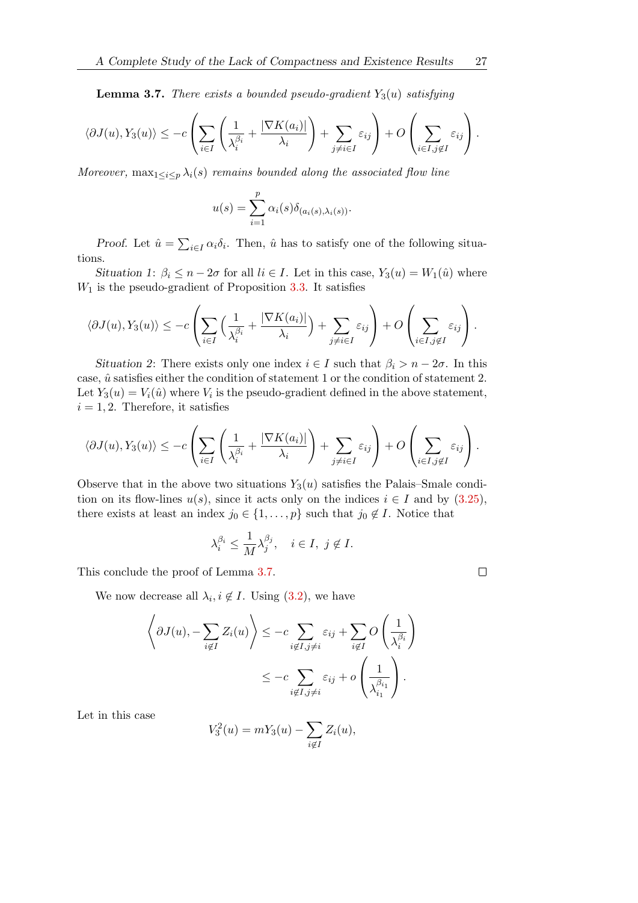**Lemma 3.7.** *There exists a bounded pseudo-gradient $Y_3(u)$ satisfying*

$$\langle \partial J(u), Y_3(u)\rangle \leq -c\left(\sum_{i\in I}\left(\frac{1}{\lambda_i^{\beta_i}}+\frac{|\nabla K(a_i)|}{\lambda_i}\right)+\sum_{j\neq i\in I}\varepsilon_{ij}\right)+O\left(\sum_{i\in I, j\notin I}\varepsilon_{ij}\right).$$

*Moreover,* $\max_{1\leq i\leq p}\lambda_i(s)$ *remains bounded along the associated flow line*

$$u(s)=\sum_{i=1}^{p}\alpha_i(s)\delta_{(a_i(s),\lambda_i(s))}.$$

*Proof.* Let $\hat{u}=\sum_{i\in I}\alpha_i\delta_i$. Then, $\hat{u}$ has to satisfy one of the following situations.

*Situation 1*: $\beta_i\leq n-2\sigma$ for all $li\in I$. Let in this case, $Y_3(u)=W_1(\hat{u})$ where $W_1$ is the pseudo-gradient of Proposition 3.3. It satisfies

$$\langle \partial J(u), Y_3(u)\rangle \leq -c\left(\sum_{i\in I}\Big(\frac{1}{\lambda_i^{\beta_i}}+\frac{|\nabla K(a_i)|}{\lambda_i}\Big)+\sum_{j\neq i\in I}\varepsilon_{ij}\right)+O\left(\sum_{i\in I, j\notin I}\varepsilon_{ij}\right).$$

*Situation 2*: There exists only one index $i\in I$ such that $\beta_i>n-2\sigma$. In this case, $\hat{u}$ satisfies either the condition of statement 1 or the condition of statement 2. Let $Y_3(u)=V_i(\hat{u})$ where $V_i$ is the pseudo-gradient defined in the above statement, $i=1,2$. Therefore, it satisfies

$$\langle \partial J(u), Y_3(u)\rangle \leq -c\left(\sum_{i\in I}\left(\frac{1}{\lambda_i^{\beta_i}}+\frac{|\nabla K(a_i)|}{\lambda_i}\right)+\sum_{j\neq i\in I}\varepsilon_{ij}\right)+O\left(\sum_{i\in I, j\notin I}\varepsilon_{ij}\right).$$

Observe that in the above two situations $Y_3(u)$ satisfies the Palais–Smale condition on its flow-lines $u(s)$, since it acts only on the indices $i\in I$ and by (3.25), there exists at least an index $j_0\in\{1,\dots,p\}$ such that $j_0\notin I$. Notice that

$$\lambda_i^{\beta_i}\leq \frac{1}{M}\lambda_j^{\beta_j},\quad i\in I,\ j\notin I.$$

This conclude the proof of Lemma 3.7. $\square$

We now decrease all $\lambda_i, i\notin I$. Using (3.2), we have

$$\left\langle \partial J(u), -\sum_{i\notin I}Z_i(u)\right\rangle \leq -c\sum_{i\notin I, j\neq i}\varepsilon_{ij}+\sum_{i\notin I}O\left(\frac{1}{\lambda_i^{\beta_i}}\right)$$

$$\leq -c\sum_{i\notin I, j\neq i}\varepsilon_{ij}+o\left(\frac{1}{\lambda_{i_1}^{\beta_{i_1}}}\right).$$

Let in this case

$$V_3^2(u)=mY_3(u)-\sum_{i\notin I}Z_i(u),$$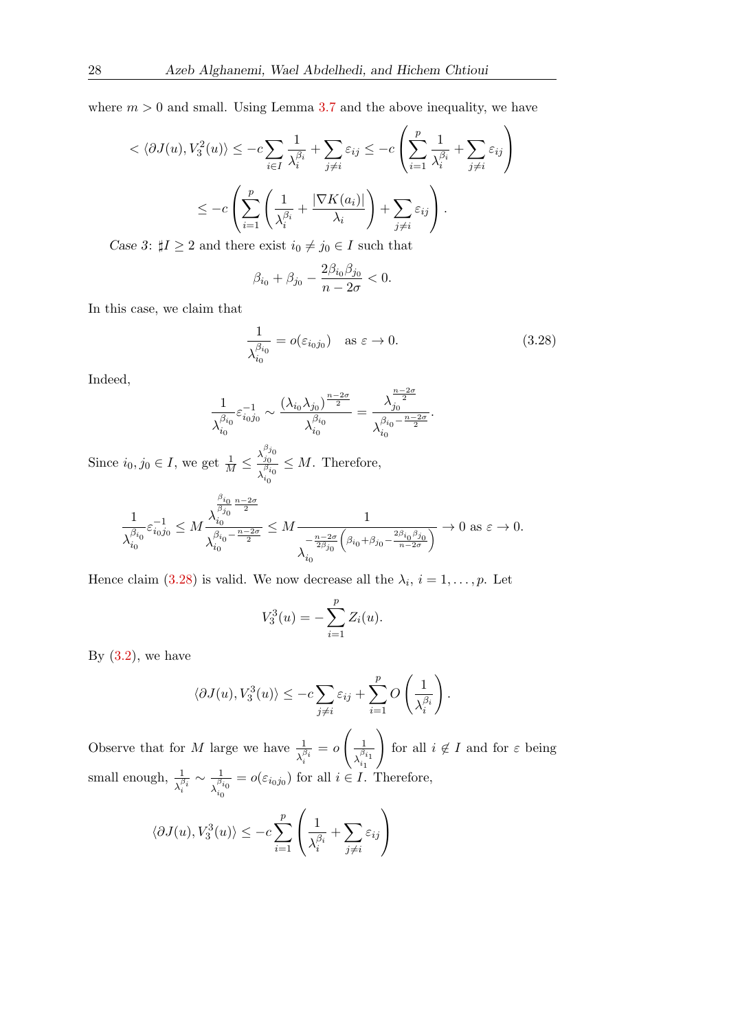where $m > 0$ and small. Using Lemma 3.7 and the above inequality, we have

$$< \langle \partial J(u), V_3^2(u)\rangle \leq -c\sum_{i\in I} \frac{1}{\lambda_i^{\beta_i}} + \sum_{j\neq i} \varepsilon_{ij} \leq -c\left(\sum_{i=1}^{p} \frac{1}{\lambda_i^{\beta_i}} + \sum_{j\neq i} \varepsilon_{ij}\right)$$

$$\leq -c\left(\sum_{i=1}^{p}\left(\frac{1}{\lambda_i^{\beta_i}} + \frac{|\nabla K(a_i)|}{\lambda_i}\right) + \sum_{j\neq i}\varepsilon_{ij}\right).$$

*Case 3*: $\sharp I \geq 2$ and there exist $i_0 \neq j_0 \in I$ such that

$$\beta_{i_0} + \beta_{j_0} - \frac{2\beta_{i_0}\beta_{j_0}}{n-2\sigma} < 0.$$

In this case, we claim that

$$\frac{1}{\lambda_{i_0}^{\beta_{i_0}}} = o(\varepsilon_{i_0 j_0}) \quad \text{as } \varepsilon \to 0. \tag{3.28}$$

Indeed,

$$\frac{1}{\lambda_{i_0}^{\beta_{i_0}}}\varepsilon_{i_0 j_0}^{-1} \sim \frac{(\lambda_{i_0}\lambda_{j_0})^{\frac{n-2\sigma}{2}}}{\lambda_{i_0}^{\beta_{i_0}}} = \frac{\lambda_{j_0}^{\frac{n-2\sigma}{2}}}{\lambda_{i_0}^{\beta_{i_0}-\frac{n-2\sigma}{2}}}.$$

Since $i_0, j_0 \in I$, we get $\frac{1}{M} \leq \frac{\lambda_{j_0}^{\beta_{j_0}}}{\lambda_{i_0}^{\beta_{i_0}}} \leq M$. Therefore,

$$\frac{1}{\lambda_{i_0}^{\beta_{i_0}}}\varepsilon_{i_0 j_0}^{-1} \leq M\frac{\lambda_{i_0}^{\frac{\beta_{i_0}}{\beta_{j_0}}\frac{n-2\sigma}{2}}}{\lambda_{i_0}^{\beta_{i_0}-\frac{n-2\sigma}{2}}} \leq M\frac{1}{\lambda_{i_0}^{-\frac{n-2\sigma}{2\beta_{j_0}}\left(\beta_{i_0}+\beta_{j_0}-\frac{2\beta_{i_0}\beta_{j_0}}{n-2\sigma}\right)}} \to 0 \text{ as } \varepsilon \to 0.$$

Hence claim (3.28) is valid. We now decrease all the $\lambda_i$, $i = 1, \dots, p$. Let

$$V_3^3(u) = -\sum_{i=1}^{p} Z_i(u).$$

By (3.2), we have

$$\langle \partial J(u), V_3^3(u)\rangle \leq -c\sum_{j\neq i}\varepsilon_{ij} + \sum_{i=1}^{p} O\left(\frac{1}{\lambda_i^{\beta_i}}\right).$$

Observe that for $M$ large we have $\frac{1}{\lambda_i^{\beta_i}} = o\left(\frac{1}{\lambda_{i_1}^{\beta_{i_1}}}\right)$ for all $i \notin I$ and for $\varepsilon$ being small enough, $\frac{1}{\lambda_i^{\beta_i}} \sim \frac{1}{\lambda_{i_0}^{\beta_{i_0}}} = o(\varepsilon_{i_0 j_0})$ for all $i \in I$. Therefore,

$$\langle \partial J(u), V_3^3(u)\rangle \leq -c\sum_{i=1}^{p}\left(\frac{1}{\lambda_i^{\beta_i}} + \sum_{j\neq i}\varepsilon_{ij}\right)$$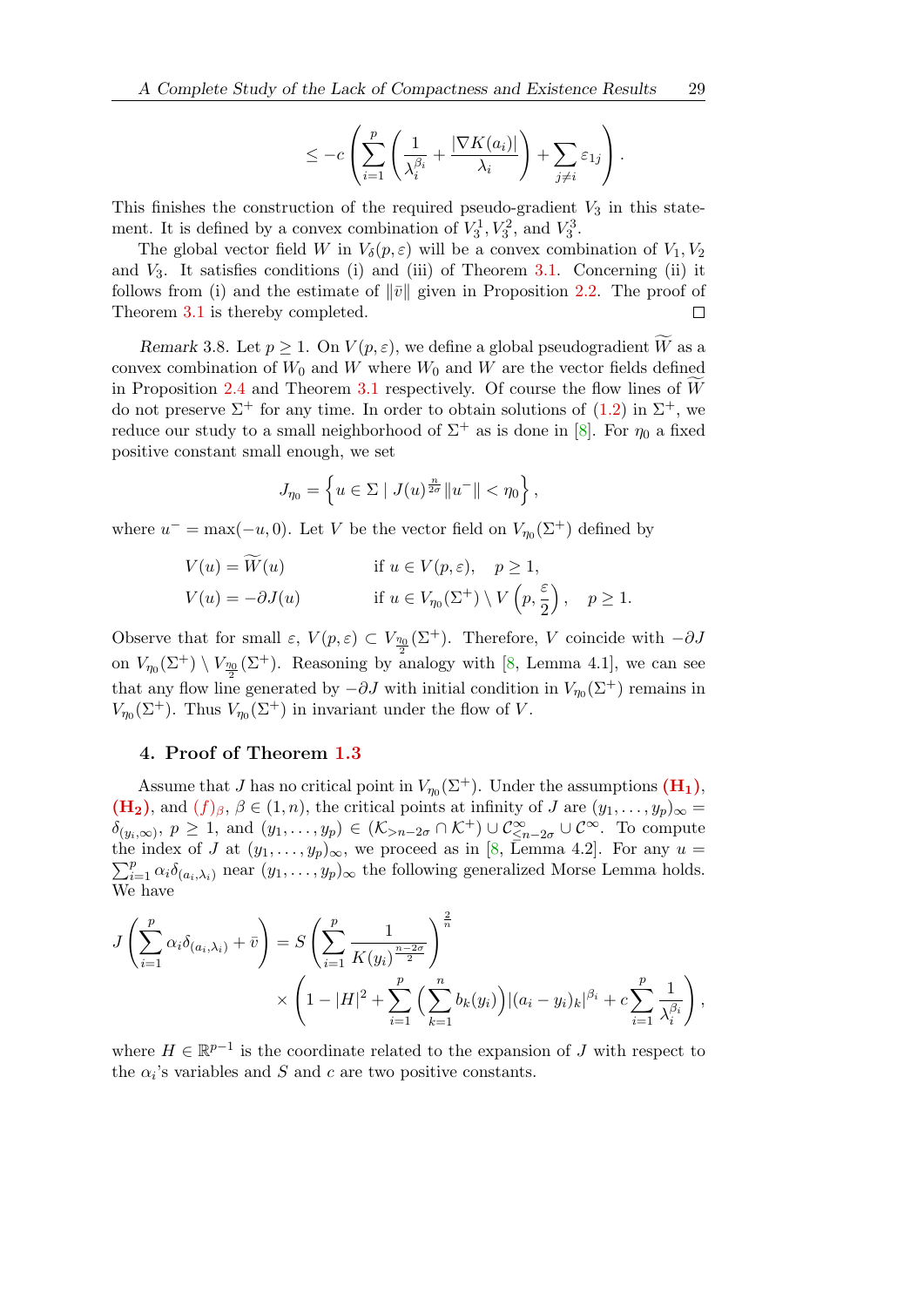$$\leq -c\left(\sum_{i=1}^{p}\left(\frac{1}{\lambda_i^{\beta_i}}+\frac{|\nabla K(a_i)|}{\lambda_i}\right)+\sum_{j\neq i}\varepsilon_{1j}\right).$$

This finishes the construction of the required pseudo-gradient $V_3$ in this statement. It is defined by a convex combination of $V_3^1, V_3^2$, and $V_3^3$.

The global vector field $W$ in $V_\delta(p,\varepsilon)$ will be a convex combination of $V_1, V_2$ and $V_3$. It satisfies conditions (i) and (iii) of Theorem 3.1. Concerning (ii) it follows from (i) and the estimate of $\|\bar{v}\|$ given in Proposition 2.2. The proof of Theorem 3.1 is thereby completed. □

*Remark* 3.8. Let $p \geq 1$. On $V(p,\varepsilon)$, we define a global pseudogradient $\widetilde{W}$ as a convex combination of $W_0$ and $W$ where $W_0$ and $W$ are the vector fields defined in Proposition 2.4 and Theorem 3.1 respectively. Of course the flow lines of $\widetilde{W}$ do not preserve $\Sigma^+$ for any time. In order to obtain solutions of (1.2) in $\Sigma^+$, we reduce our study to a small neighborhood of $\Sigma^+$ as is done in [8]. For $\eta_0$ a fixed positive constant small enough, we set

$$J_{\eta_0}=\left\{u\in\Sigma \mid J(u)^{\frac{n}{2\sigma}}\|u^-\|<\eta_0\right\},$$

where $u^-=\max(-u,0)$. Let $V$ be the vector field on $V_{\eta_0}(\Sigma^+)$ defined by

$$\begin{aligned}
V(u)&=\widetilde{W}(u) && \text{if } u\in V(p,\varepsilon),\quad p\geq 1,\\
V(u)&=-\partial J(u) && \text{if } u\in V_{\eta_0}(\Sigma^+)\setminus V\left(p,\frac{\varepsilon}{2}\right),\quad p\geq 1.
\end{aligned}$$

Observe that for small $\varepsilon$, $V(p,\varepsilon)\subset V_{\frac{\eta_0}{2}}(\Sigma^+)$. Therefore, $V$ coincide with $-\partial J$ on $V_{\eta_0}(\Sigma^+)\setminus V_{\frac{\eta_0}{2}}(\Sigma^+)$. Reasoning by analogy with [8, Lemma 4.1], we can see that any flow line generated by $-\partial J$ with initial condition in $V_{\eta_0}(\Sigma^+)$ remains in $V_{\eta_0}(\Sigma^+)$. Thus $V_{\eta_0}(\Sigma^+)$ in invariant under the flow of $V$.

## 4. Proof of Theorem 1.3

Assume that $J$ has no critical point in $V_{\eta_0}(\Sigma^+)$. Under the assumptions **(H₁)**, **(H₂)**, and $(f)_\beta$, $\beta\in(1,n)$, the critical points at infinity of $J$ are $(y_1,\dots,y_p)_\infty=\delta_{(y_i,\infty)}$, $p\geq 1$, and $(y_1,\dots,y_p)\in(\mathcal{K}_{>n-2\sigma}\cap\mathcal{K}^+)\cup\mathcal{C}^\infty_{\leq n-2\sigma}\cup\mathcal{C}^\infty$. To compute the index of $J$ at $(y_1,\dots,y_p)_\infty$, we proceed as in [8, Lemma 4.2]. For any $u=\sum_{i=1}^{p}\alpha_i\delta_{(a_i,\lambda_i)}$ near $(y_1,\dots,y_p)_\infty$ the following generalized Morse Lemma holds. We have

$$J\left(\sum_{i=1}^{p}\alpha_i\delta_{(a_i,\lambda_i)}+\bar{v}\right)=S\left(\sum_{i=1}^{p}\frac{1}{K(y_i)^{\frac{n-2\sigma}{2}}}\right)^{\frac{2}{n}}
\times\left(1-|H|^2+\sum_{i=1}^{p}\Big(\sum_{k=1}^{n}b_k(y_i)\Big)|(a_i-y_i)_k|^{\beta_i}+c\sum_{i=1}^{p}\frac{1}{\lambda_i^{\beta_i}}\right),$$

where $H\in\mathbb{R}^{p-1}$ is the coordinate related to the expansion of $J$ with respect to the $\alpha_i$'s variables and $S$ and $c$ are two positive constants.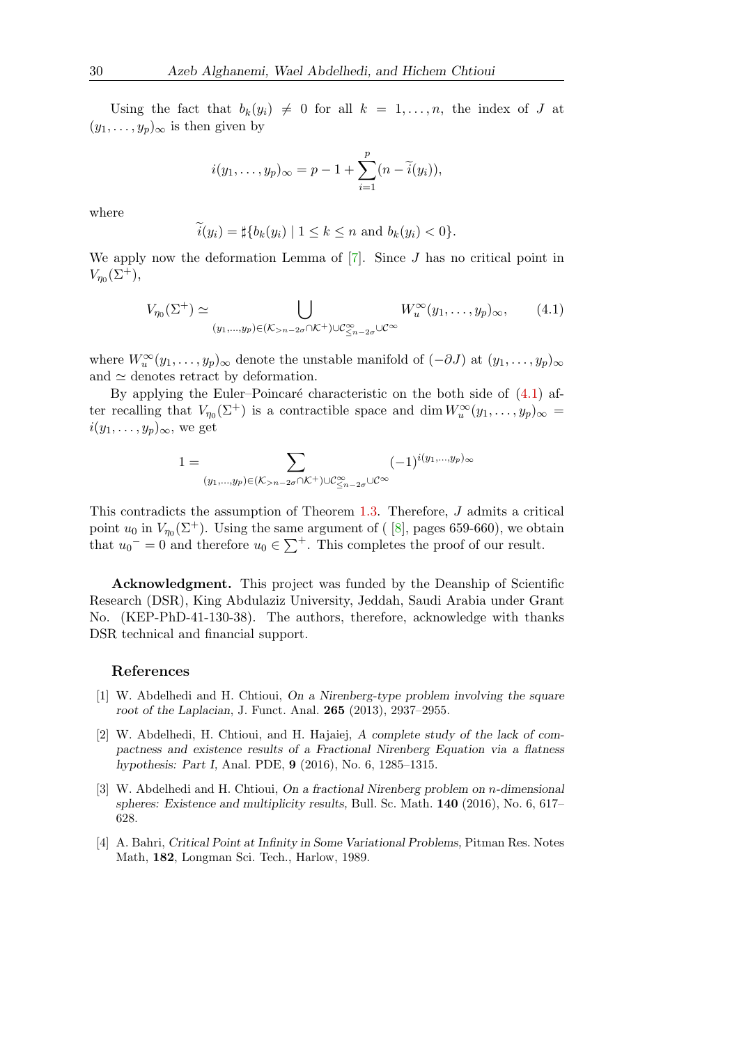Using the fact that $b_k(y_i) \neq 0$ for all $k = 1, \dots, n$, the index of $J$ at $(y_1, \dots, y_p)_\infty$ is then given by

$$i(y_1, \dots, y_p)_\infty = p - 1 + \sum_{i=1}^{p} (n - \widetilde{i}(y_i)),$$

where

$$\widetilde{i}(y_i) = \sharp\{b_k(y_i) \mid 1 \leq k \leq n \text{ and } b_k(y_i) < 0\}.$$

We apply now the deformation Lemma of [7]. Since $J$ has no critical point in $V_{\eta_0}(\Sigma^+)$,

$$V_{\eta_0}(\Sigma^+) \simeq \bigcup_{(y_1,\dots,y_p) \in (\mathcal{K}_{>n-2\sigma} \cap \mathcal{K}^+) \cup \mathcal{C}^\infty_{\leq n-2\sigma} \cup \mathcal{C}^\infty} W_u^\infty(y_1, \dots, y_p)_\infty, \tag{4.1}$$

where $W_u^\infty(y_1, \dots, y_p)_\infty$ denote the unstable manifold of $(-\partial J)$ at $(y_1, \dots, y_p)_\infty$ and $\simeq$ denotes retract by deformation.

By applying the Euler–Poincaré characteristic on the both side of (4.1) after recalling that $V_{\eta_0}(\Sigma^+)$ is a contractible space and $\dim W_u^\infty(y_1, \dots, y_p)_\infty = i(y_1, \dots, y_p)_\infty$, we get

$$1 = \sum_{(y_1,\dots,y_p) \in (\mathcal{K}_{>n-2\sigma} \cap \mathcal{K}^+) \cup \mathcal{C}^\infty_{\leq n-2\sigma} \cup \mathcal{C}^\infty} (-1)^{i(y_1,\dots,y_p)_\infty}$$

This contradicts the assumption of Theorem 1.3. Therefore, $J$ admits a critical point $u_0$ in $V_{\eta_0}(\Sigma^+)$. Using the same argument of ( [8], pages 659-660), we obtain that ${u_0}^- = 0$ and therefore $u_0 \in \sum^+$. This completes the proof of our result.

**Acknowledgment.** This project was funded by the Deanship of Scientific Research (DSR), King Abdulaziz University, Jeddah, Saudi Arabia under Grant No. (KEP-PhD-41-130-38). The authors, therefore, acknowledge with thanks DSR technical and financial support.

## References

[1] W. Abdelhedi and H. Chtioui, *On a Nirenberg-type problem involving the square root of the Laplacian*, J. Funct. Anal. **265** (2013), 2937–2955.

[2] W. Abdelhedi, H. Chtioui, and H. Hajaiej, *A complete study of the lack of compactness and existence results of a Fractional Nirenberg Equation via a flatness hypothesis: Part I,* Anal. PDE, **9** (2016), No. 6, 1285–1315.

[3] W. Abdelhedi and H. Chtioui, *On a fractional Nirenberg problem on n-dimensional spheres: Existence and multiplicity results,* Bull. Sc. Math. **140** (2016), No. 6, 617–628.

[4] A. Bahri, *Critical Point at Infinity in Some Variational Problems,* Pitman Res. Notes Math, **182**, Longman Sci. Tech., Harlow, 1989.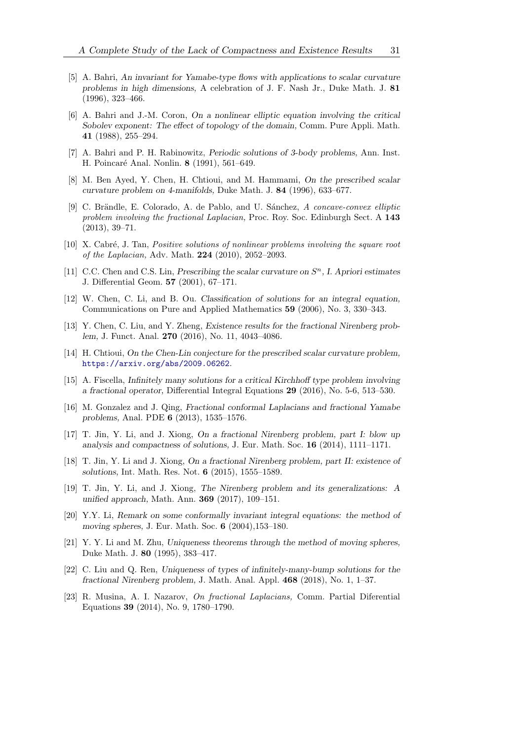[5] A. Bahri, *An invariant for Yamabe-type flows with applications to scalar curvature problems in high dimensions,* A celebration of J. F. Nash Jr., Duke Math. J. **81** (1996), 323–466.

[6] A. Bahri and J.-M. Coron, *On a nonlinear elliptic equation involving the critical Sobolev exponent: The effect of topology of the domain,* Comm. Pure Appli. Math. **41** (1988), 255–294.

[7] A. Bahri and P. H. Rabinowitz, *Periodic solutions of 3-body problems,* Ann. Inst. H. Poincaré Anal. Nonlin. **8** (1991), 561–649.

[8] M. Ben Ayed, Y. Chen, H. Chtioui, and M. Hammami, *On the prescribed scalar curvature problem on 4-manifolds,* Duke Math. J. **84** (1996), 633–677.

[9] C. Brändle, E. Colorado, A. de Pablo, and U. Sánchez, *A concave-convex elliptic problem involving the fractional Laplacian,* Proc. Roy. Soc. Edinburgh Sect. A **143** (2013), 39–71.

[10] X. Cabré, J. Tan, *Positive solutions of nonlinear problems involving the square root of the Laplacian,* Adv. Math. **224** (2010), 2052–2093.

[11] C.C. Chen and C.S. Lin, *Prescribing the scalar curvature on $S^n$, I. Apriori estimates* J. Differential Geom. **57** (2001), 67–171.

[12] W. Chen, C. Li, and B. Ou. *Classification of solutions for an integral equation,* Communications on Pure and Applied Mathematics **59** (2006), No. 3, 330–343.

[13] Y. Chen, C. Liu, and Y. Zheng, *Existence results for the fractional Nirenberg problem,* J. Funct. Anal. **270** (2016), No. 11, 4043–4086.

[14] H. Chtioui, *On the Chen-Lin conjecture for the prescribed scalar curvature problem,* https://arxiv.org/abs/2009.06262.

[15] A. Fiscella, *Infinitely many solutions for a critical Kirchhoff type problem involving a fractional operator,* Differential Integral Equations **29** (2016), No. 5-6, 513–530.

[16] M. Gonzalez and J. Qing, *Fractional conformal Laplacians and fractional Yamabe problems,* Anal. PDE **6** (2013), 1535–1576.

[17] T. Jin, Y. Li, and J. Xiong, *On a fractional Nirenberg problem, part I: blow up analysis and compactness of solutions,* J. Eur. Math. Soc. **16** (2014), 1111–1171.

[18] T. Jin, Y. Li and J. Xiong, *On a fractional Nirenberg problem, part II: existence of solutions,* Int. Math. Res. Not. **6** (2015), 1555–1589.

[19] T. Jin, Y. Li, and J. Xiong, *The Nirenberg problem and its generalizations: A unified approach,* Math. Ann. **369** (2017), 109–151.

[20] Y.Y. Li, *Remark on some conformally invariant integral equations: the method of moving spheres,* J. Eur. Math. Soc. **6** (2004),153–180.

[21] Y. Y. Li and M. Zhu, *Uniqueness theorems through the method of moving spheres,* Duke Math. J. **80** (1995), 383–417.

[22] C. Liu and Q. Ren, *Uniqueness of types of infinitely-many-bump solutions for the fractional Nirenberg problem,* J. Math. Anal. Appl. **468** (2018), No. 1, 1–37.

[23] R. Musina, A. I. Nazarov, *On fractional Laplacians,* Comm. Partial Diferential Equations **39** (2014), No. 9, 1780–1790.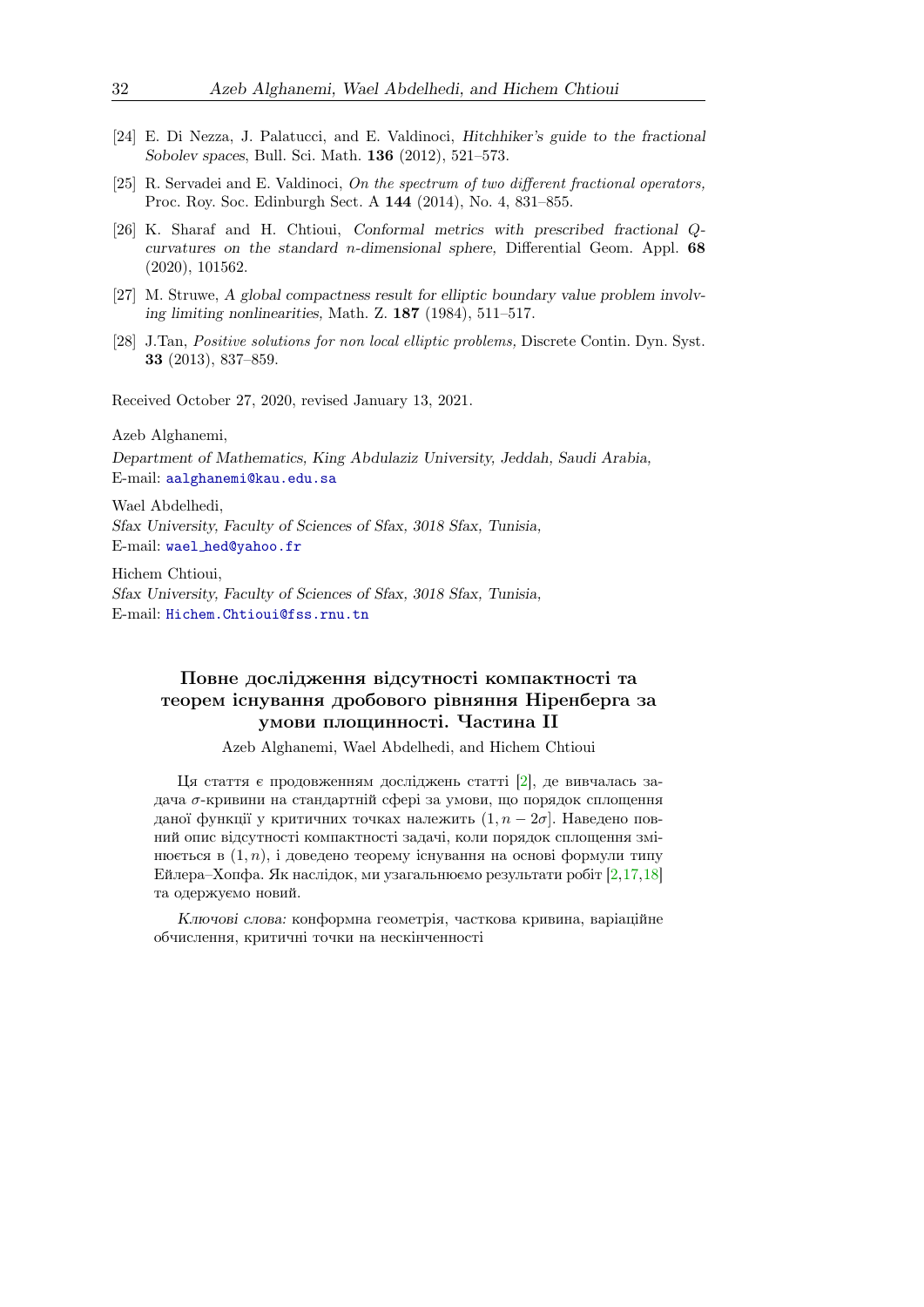[24] E. Di Nezza, J. Palatucci, and E. Valdinoci, *Hitchhiker's guide to the fractional Sobolev spaces*, Bull. Sci. Math. **136** (2012), 521–573.

[25] R. Servadei and E. Valdinoci, *On the spectrum of two different fractional operators,* Proc. Roy. Soc. Edinburgh Sect. A **144** (2014), No. 4, 831–855.

[26] K. Sharaf and H. Chtioui, *Conformal metrics with prescribed fractional Q-curvatures on the standard n-dimensional sphere,* Differential Geom. Appl. **68** (2020), 101562.

[27] M. Struwe, *A global compactness result for elliptic boundary value problem involving limiting nonlinearities,* Math. Z. **187** (1984), 511–517.

[28] J.Tan, *Positive solutions for non local elliptic problems,* Discrete Contin. Dyn. Syst. **33** (2013), 837–859.

Received October 27, 2020, revised January 13, 2021.

Azeb Alghanemi,

*Department of Mathematics, King Abdulaziz University, Jeddah, Saudi Arabia,*
E-mail: aalghanemi@kau.edu.sa

Wael Abdelhedi,

*Sfax University, Faculty of Sciences of Sfax, 3018 Sfax, Tunisia,*
E-mail: wael_hed@yahoo.fr

Hichem Chtioui,

*Sfax University, Faculty of Sciences of Sfax, 3018 Sfax, Tunisia,*
E-mail: Hichem.Chtioui@fss.rnu.tn

## Повне дослідження відсутності компактності та теорем існування дробового рівняння Ніренберга за умови площинності. Частина II

Azeb Alghanemi, Wael Abdelhedi, and Hichem Chtioui

Ця стаття є продовженням досліджень статті [2], де вивчалась задача $\sigma$-кривини на стандартній сфері за умови, що порядок сплощення даної функції у критичних точках належить $(1, n-2\sigma]$. Наведено повний опис відсутності компактності задачі, коли порядок сплощення змінюється в $(1, n)$, і доведено теорему існування на основі формули типу Ейлера–Хопфа. Як наслідок, ми узагальнюємо результати робіт [2,17,18] та одержуємо новий.

*Ключові слова:* конформна геометрія, часткова кривина, варіаційне обчислення, критичні точки на нескінченності